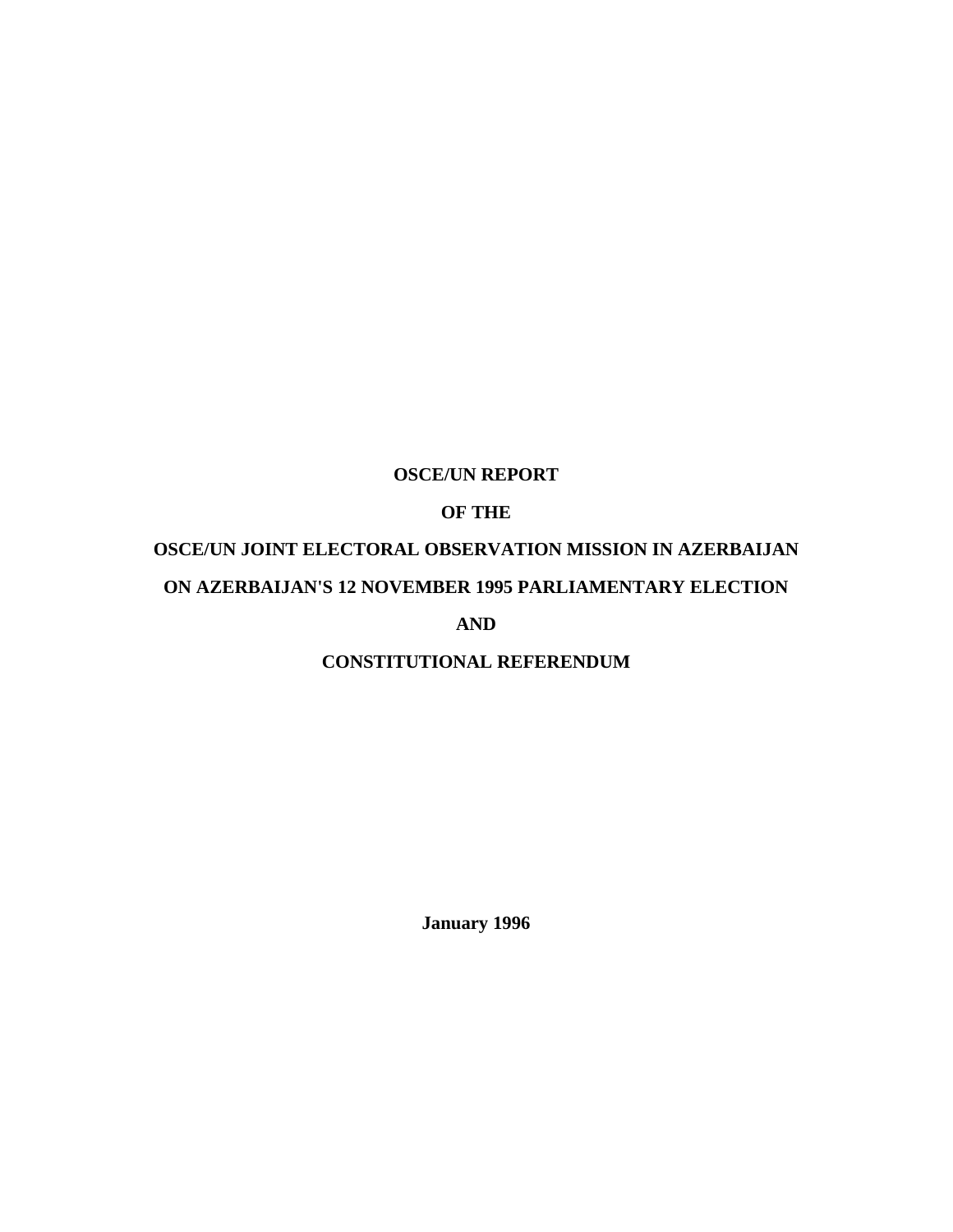# OSCE/UN REPORT

# OF THE

# OSCE/UN JOINT ELECTORAL OBSERVATION MISSION IN AZERBAIJAN

# ON AZERBAIJAN'S 12 NOVEMBER 1995 PARLIAMENTARY ELECTION

# AND

# CONSTITUTIONAL REFERENDUM

**January 1996**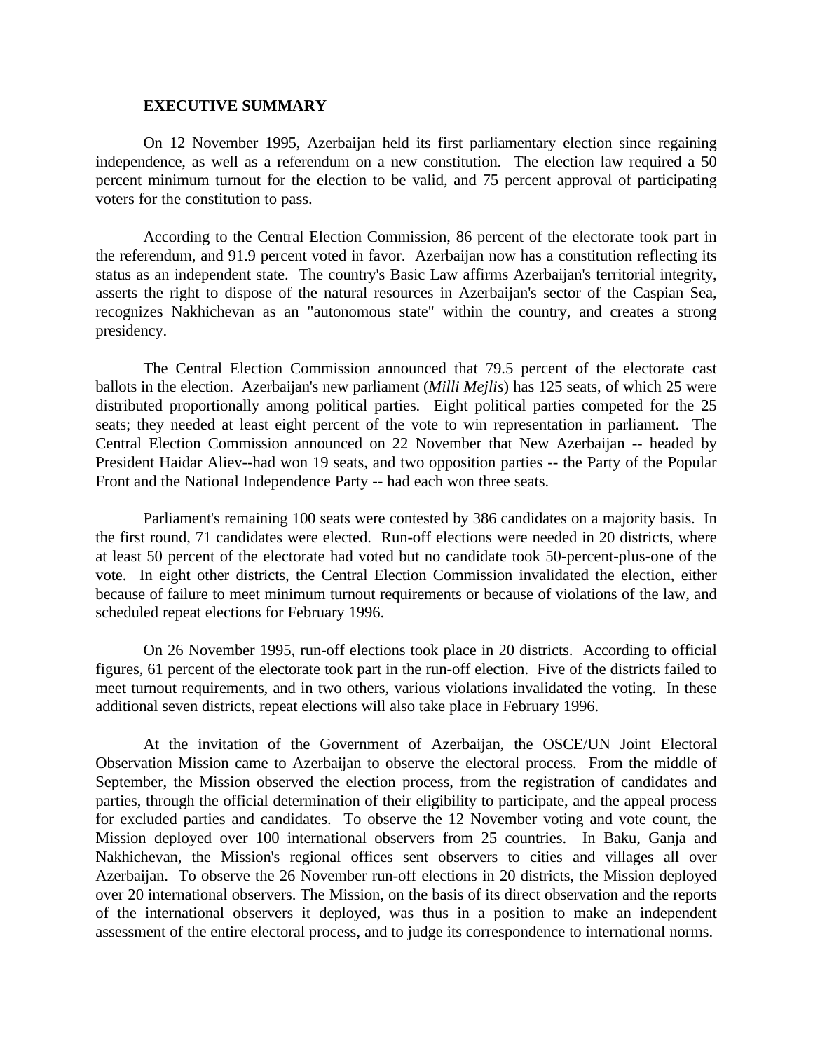## EXECUTIVE SUMMARY

On 12 November 1995, Azerbaijan held its first parliamentary election since regaining independence, as well as a referendum on a new constitution. The election law required a 50 percent minimum turnout for the election to be valid, and 75 percent approval of participating voters for the constitution to pass.

According to the Central Election Commission, 86 percent of the electorate took part in the referendum, and 91.9 percent voted in favor. Azerbaijan now has a constitution reflecting its status as an independent state. The country's Basic Law affirms Azerbaijan's territorial integrity, asserts the right to dispose of the natural resources in Azerbaijan's sector of the Caspian Sea, recognizes Nakhichevan as an "autonomous state" within the country, and creates a strong presidency.

The Central Election Commission announced that 79.5 percent of the electorate cast ballots in the election. Azerbaijan's new parliament (*Milli Mejlis*) has 125 seats, of which 25 were distributed proportionally among political parties. Eight political parties competed for the 25 seats; they needed at least eight percent of the vote to win representation in parliament. The Central Election Commission announced on 22 November that New Azerbaijan -- headed by President Haidar Aliev--had won 19 seats, and two opposition parties -- the Party of the Popular Front and the National Independence Party -- had each won three seats.

Parliament's remaining 100 seats were contested by 386 candidates on a majority basis. In the first round, 71 candidates were elected. Run-off elections were needed in 20 districts, where at least 50 percent of the electorate had voted but no candidate took 50-percent-plus-one of the vote. In eight other districts, the Central Election Commission invalidated the election, either because of failure to meet minimum turnout requirements or because of violations of the law, and scheduled repeat elections for February 1996.

On 26 November 1995, run-off elections took place in 20 districts. According to official figures, 61 percent of the electorate took part in the run-off election. Five of the districts failed to meet turnout requirements, and in two others, various violations invalidated the voting. In these additional seven districts, repeat elections will also take place in February 1996.

At the invitation of the Government of Azerbaijan, the OSCE/UN Joint Electoral Observation Mission came to Azerbaijan to observe the electoral process. From the middle of September, the Mission observed the election process, from the registration of candidates and parties, through the official determination of their eligibility to participate, and the appeal process for excluded parties and candidates. To observe the 12 November voting and vote count, the Mission deployed over 100 international observers from 25 countries. In Baku, Ganja and Nakhichevan, the Mission's regional offices sent observers to cities and villages all over Azerbaijan. To observe the 26 November run-off elections in 20 districts, the Mission deployed over 20 international observers. The Mission, on the basis of its direct observation and the reports of the international observers it deployed, was thus in a position to make an independent assessment of the entire electoral process, and to judge its correspondence to international norms.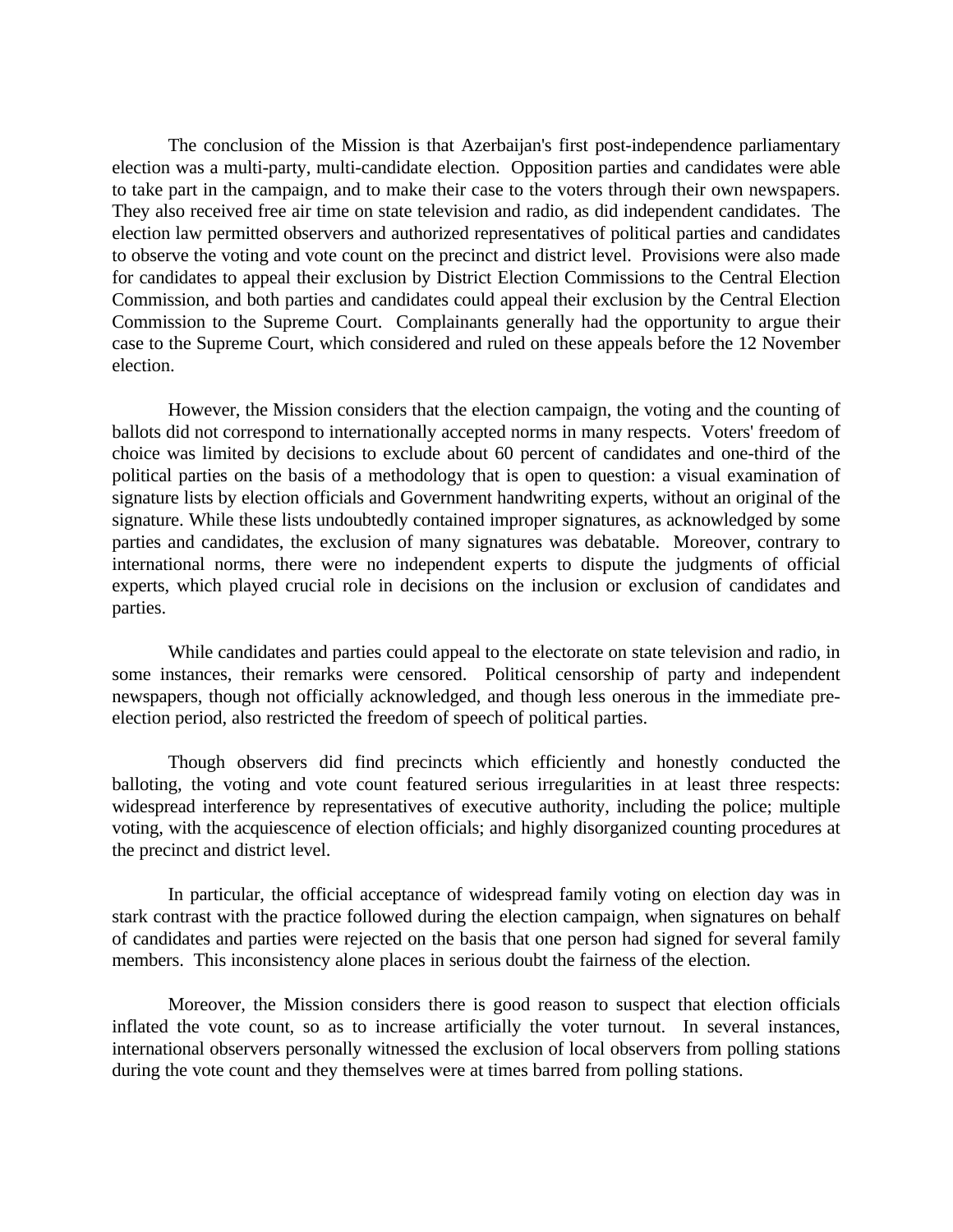The conclusion of the Mission is that Azerbaijan's first post-independence parliamentary election was a multi-party, multi-candidate election. Opposition parties and candidates were able to take part in the campaign, and to make their case to the voters through their own newspapers. They also received free air time on state television and radio, as did independent candidates. The election law permitted observers and authorized representatives of political parties and candidates to observe the voting and vote count on the precinct and district level. Provisions were also made for candidates to appeal their exclusion by District Election Commissions to the Central Election Commission, and both parties and candidates could appeal their exclusion by the Central Election Commission to the Supreme Court. Complainants generally had the opportunity to argue their case to the Supreme Court, which considered and ruled on these appeals before the 12 November election.

However, the Mission considers that the election campaign, the voting and the counting of ballots did not correspond to internationally accepted norms in many respects. Voters' freedom of choice was limited by decisions to exclude about 60 percent of candidates and one-third of the political parties on the basis of a methodology that is open to question: a visual examination of signature lists by election officials and Government handwriting experts, without an original of the signature. While these lists undoubtedly contained improper signatures, as acknowledged by some parties and candidates, the exclusion of many signatures was debatable. Moreover, contrary to international norms, there were no independent experts to dispute the judgments of official experts, which played crucial role in decisions on the inclusion or exclusion of candidates and parties.

While candidates and parties could appeal to the electorate on state television and radio, in some instances, their remarks were censored. Political censorship of party and independent newspapers, though not officially acknowledged, and though less onerous in the immediate pre-election period, also restricted the freedom of speech of political parties.

Though observers did find precincts which efficiently and honestly conducted the balloting, the voting and vote count featured serious irregularities in at least three respects: widespread interference by representatives of executive authority, including the police; multiple voting, with the acquiescence of election officials; and highly disorganized counting procedures at the precinct and district level.

In particular, the official acceptance of widespread family voting on election day was in stark contrast with the practice followed during the election campaign, when signatures on behalf of candidates and parties were rejected on the basis that one person had signed for several family members. This inconsistency alone places in serious doubt the fairness of the election.

Moreover, the Mission considers there is good reason to suspect that election officials inflated the vote count, so as to increase artificially the voter turnout. In several instances, international observers personally witnessed the exclusion of local observers from polling stations during the vote count and they themselves were at times barred from polling stations.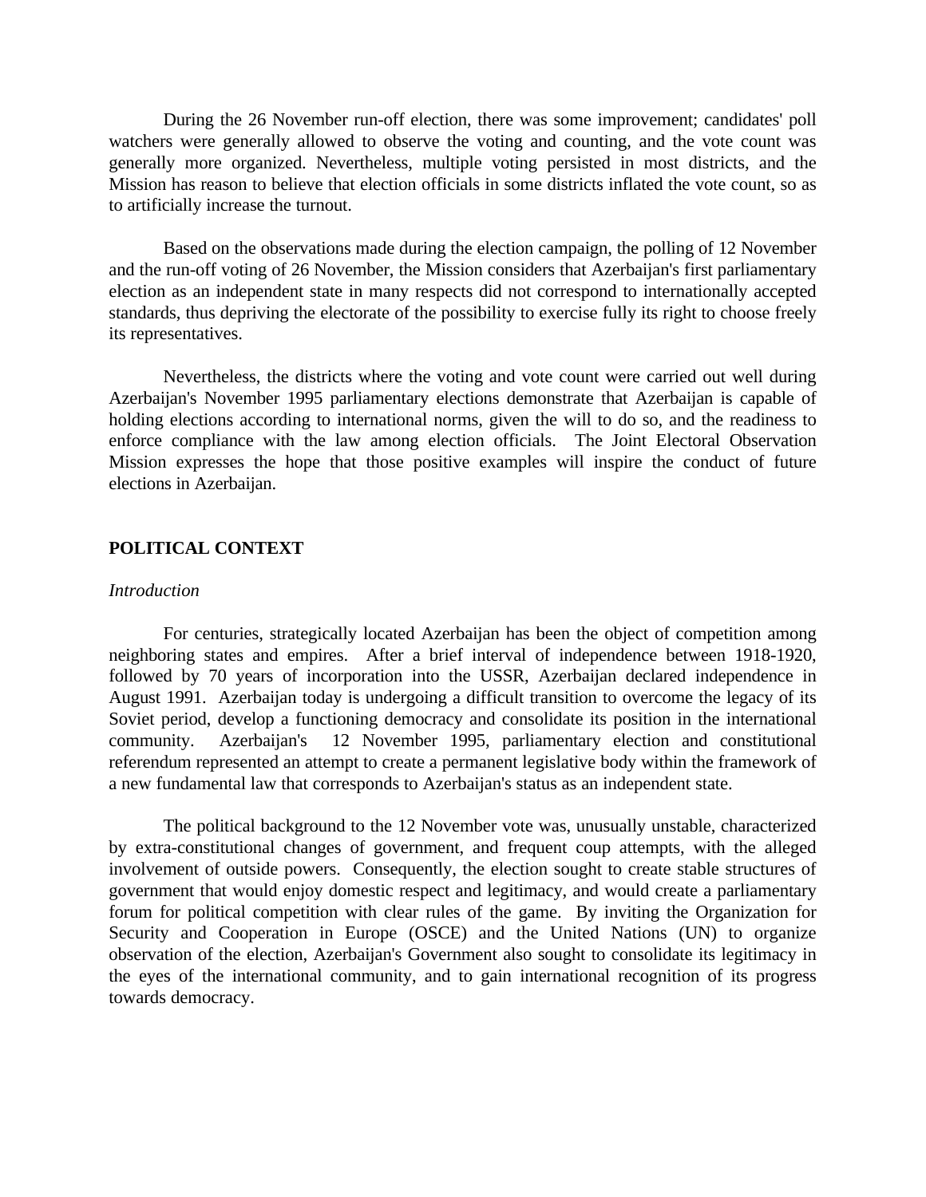During the 26 November run-off election, there was some improvement; candidates' poll watchers were generally allowed to observe the voting and counting, and the vote count was generally more organized. Nevertheless, multiple voting persisted in most districts, and the Mission has reason to believe that election officials in some districts inflated the vote count, so as to artificially increase the turnout.

Based on the observations made during the election campaign, the polling of 12 November and the run-off voting of 26 November, the Mission considers that Azerbaijan's first parliamentary election as an independent state in many respects did not correspond to internationally accepted standards, thus depriving the electorate of the possibility to exercise fully its right to choose freely its representatives.

Nevertheless, the districts where the voting and vote count were carried out well during Azerbaijan's November 1995 parliamentary elections demonstrate that Azerbaijan is capable of holding elections according to international norms, given the will to do so, and the readiness to enforce compliance with the law among election officials. The Joint Electoral Observation Mission expresses the hope that those positive examples will inspire the conduct of future elections in Azerbaijan.

## POLITICAL CONTEXT

*Introduction*

For centuries, strategically located Azerbaijan has been the object of competition among neighboring states and empires. After a brief interval of independence between 1918-1920, followed by 70 years of incorporation into the USSR, Azerbaijan declared independence in August 1991. Azerbaijan today is undergoing a difficult transition to overcome the legacy of its Soviet period, develop a functioning democracy and consolidate its position in the international community. Azerbaijan's 12 November 1995, parliamentary election and constitutional referendum represented an attempt to create a permanent legislative body within the framework of a new fundamental law that corresponds to Azerbaijan's status as an independent state.

The political background to the 12 November vote was, unusually unstable, characterized by extra-constitutional changes of government, and frequent coup attempts, with the alleged involvement of outside powers. Consequently, the election sought to create stable structures of government that would enjoy domestic respect and legitimacy, and would create a parliamentary forum for political competition with clear rules of the game. By inviting the Organization for Security and Cooperation in Europe (OSCE) and the United Nations (UN) to organize observation of the election, Azerbaijan's Government also sought to consolidate its legitimacy in the eyes of the international community, and to gain international recognition of its progress towards democracy.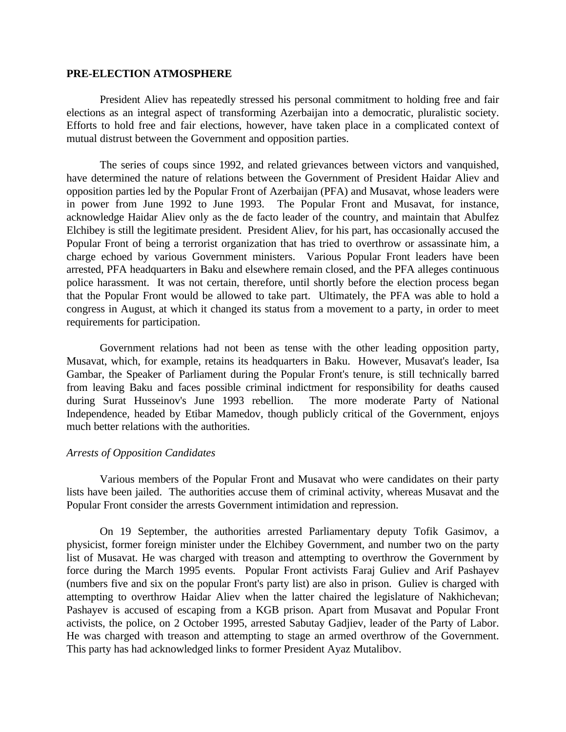## PRE-ELECTION ATMOSPHERE

President Aliev has repeatedly stressed his personal commitment to holding free and fair elections as an integral aspect of transforming Azerbaijan into a democratic, pluralistic society. Efforts to hold free and fair elections, however, have taken place in a complicated context of mutual distrust between the Government and opposition parties.

The series of coups since 1992, and related grievances between victors and vanquished, have determined the nature of relations between the Government of President Haidar Aliev and opposition parties led by the Popular Front of Azerbaijan (PFA) and Musavat, whose leaders were in power from June 1992 to June 1993. The Popular Front and Musavat, for instance, acknowledge Haidar Aliev only as the de facto leader of the country, and maintain that Abulfez Elchibey is still the legitimate president. President Aliev, for his part, has occasionally accused the Popular Front of being a terrorist organization that has tried to overthrow or assassinate him, a charge echoed by various Government ministers. Various Popular Front leaders have been arrested, PFA headquarters in Baku and elsewhere remain closed, and the PFA alleges continuous police harassment. It was not certain, therefore, until shortly before the election process began that the Popular Front would be allowed to take part. Ultimately, the PFA was able to hold a congress in August, at which it changed its status from a movement to a party, in order to meet requirements for participation.

Government relations had not been as tense with the other leading opposition party, Musavat, which, for example, retains its headquarters in Baku. However, Musavat's leader, Isa Gambar, the Speaker of Parliament during the Popular Front's tenure, is still technically barred from leaving Baku and faces possible criminal indictment for responsibility for deaths caused during Surat Husseinov's June 1993 rebellion. The more moderate Party of National Independence, headed by Etibar Mamedov, though publicly critical of the Government, enjoys much better relations with the authorities.

*Arrests of Opposition Candidates*

Various members of the Popular Front and Musavat who were candidates on their party lists have been jailed. The authorities accuse them of criminal activity, whereas Musavat and the Popular Front consider the arrests Government intimidation and repression.

On 19 September, the authorities arrested Parliamentary deputy Tofik Gasimov, a physicist, former foreign minister under the Elchibey Government, and number two on the party list of Musavat. He was charged with treason and attempting to overthrow the Government by force during the March 1995 events. Popular Front activists Faraj Guliev and Arif Pashayev (numbers five and six on the popular Front's party list) are also in prison. Guliev is charged with attempting to overthrow Haidar Aliev when the latter chaired the legislature of Nakhichevan; Pashayev is accused of escaping from a KGB prison. Apart from Musavat and Popular Front activists, the police, on 2 October 1995, arrested Sabutay Gadjiev, leader of the Party of Labor. He was charged with treason and attempting to stage an armed overthrow of the Government. This party has had acknowledged links to former President Ayaz Mutalibov.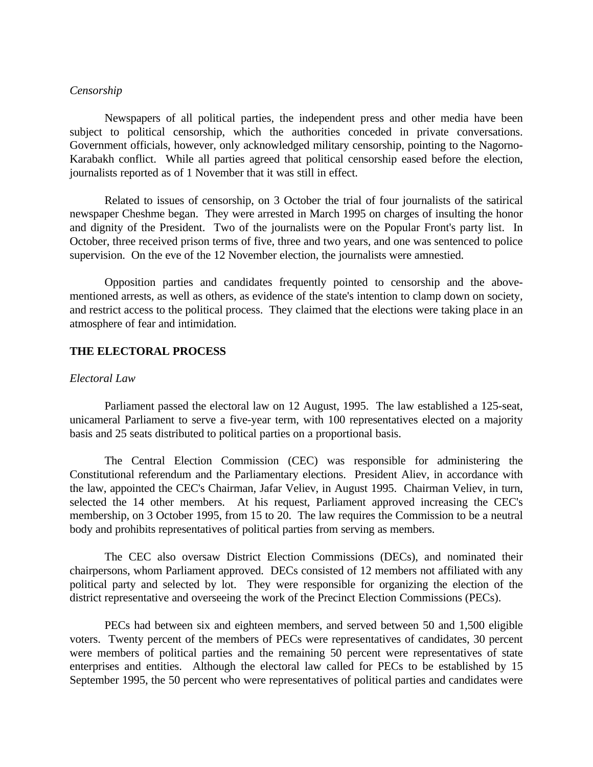*Censorship*

Newspapers of all political parties, the independent press and other media have been subject to political censorship, which the authorities conceded in private conversations. Government officials, however, only acknowledged military censorship, pointing to the Nagorno-Karabakh conflict. While all parties agreed that political censorship eased before the election, journalists reported as of 1 November that it was still in effect.

Related to issues of censorship, on 3 October the trial of four journalists of the satirical newspaper Cheshme began. They were arrested in March 1995 on charges of insulting the honor and dignity of the President. Two of the journalists were on the Popular Front's party list. In October, three received prison terms of five, three and two years, and one was sentenced to police supervision. On the eve of the 12 November election, the journalists were amnestied.

Opposition parties and candidates frequently pointed to censorship and the above-mentioned arrests, as well as others, as evidence of the state's intention to clamp down on society, and restrict access to the political process. They claimed that the elections were taking place in an atmosphere of fear and intimidation.

## THE ELECTORAL PROCESS

*Electoral Law*

Parliament passed the electoral law on 12 August, 1995. The law established a 125-seat, unicameral Parliament to serve a five-year term, with 100 representatives elected on a majority basis and 25 seats distributed to political parties on a proportional basis.

The Central Election Commission (CEC) was responsible for administering the Constitutional referendum and the Parliamentary elections. President Aliev, in accordance with the law, appointed the CEC's Chairman, Jafar Veliev, in August 1995. Chairman Veliev, in turn, selected the 14 other members. At his request, Parliament approved increasing the CEC's membership, on 3 October 1995, from 15 to 20. The law requires the Commission to be a neutral body and prohibits representatives of political parties from serving as members.

The CEC also oversaw District Election Commissions (DECs), and nominated their chairpersons, whom Parliament approved. DECs consisted of 12 members not affiliated with any political party and selected by lot. They were responsible for organizing the election of the district representative and overseeing the work of the Precinct Election Commissions (PECs).

PECs had between six and eighteen members, and served between 50 and 1,500 eligible voters. Twenty percent of the members of PECs were representatives of candidates, 30 percent were members of political parties and the remaining 50 percent were representatives of state enterprises and entities. Although the electoral law called for PECs to be established by 15 September 1995, the 50 percent who were representatives of political parties and candidates were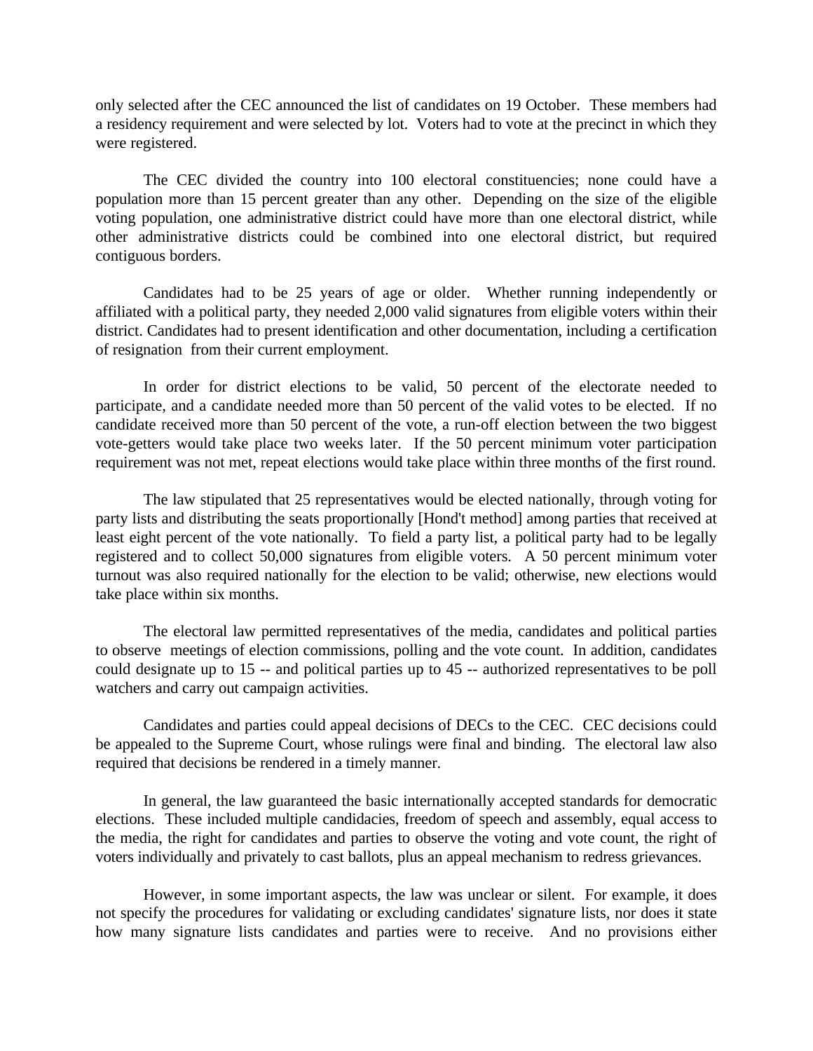only selected after the CEC announced the list of candidates on 19 October. These members had a residency requirement and were selected by lot. Voters had to vote at the precinct in which they were registered.

The CEC divided the country into 100 electoral constituencies; none could have a population more than 15 percent greater than any other. Depending on the size of the eligible voting population, one administrative district could have more than one electoral district, while other administrative districts could be combined into one electoral district, but required contiguous borders.

Candidates had to be 25 years of age or older. Whether running independently or affiliated with a political party, they needed 2,000 valid signatures from eligible voters within their district. Candidates had to present identification and other documentation, including a certification of resignation from their current employment.

In order for district elections to be valid, 50 percent of the electorate needed to participate, and a candidate needed more than 50 percent of the valid votes to be elected. If no candidate received more than 50 percent of the vote, a run-off election between the two biggest vote-getters would take place two weeks later. If the 50 percent minimum voter participation requirement was not met, repeat elections would take place within three months of the first round.

The law stipulated that 25 representatives would be elected nationally, through voting for party lists and distributing the seats proportionally [Hond't method] among parties that received at least eight percent of the vote nationally. To field a party list, a political party had to be legally registered and to collect 50,000 signatures from eligible voters. A 50 percent minimum voter turnout was also required nationally for the election to be valid; otherwise, new elections would take place within six months.

The electoral law permitted representatives of the media, candidates and political parties to observe meetings of election commissions, polling and the vote count. In addition, candidates could designate up to 15 -- and political parties up to 45 -- authorized representatives to be poll watchers and carry out campaign activities.

Candidates and parties could appeal decisions of DECs to the CEC. CEC decisions could be appealed to the Supreme Court, whose rulings were final and binding. The electoral law also required that decisions be rendered in a timely manner.

In general, the law guaranteed the basic internationally accepted standards for democratic elections. These included multiple candidacies, freedom of speech and assembly, equal access to the media, the right for candidates and parties to observe the voting and vote count, the right of voters individually and privately to cast ballots, plus an appeal mechanism to redress grievances.

However, in some important aspects, the law was unclear or silent. For example, it does not specify the procedures for validating or excluding candidates' signature lists, nor does it state how many signature lists candidates and parties were to receive. And no provisions either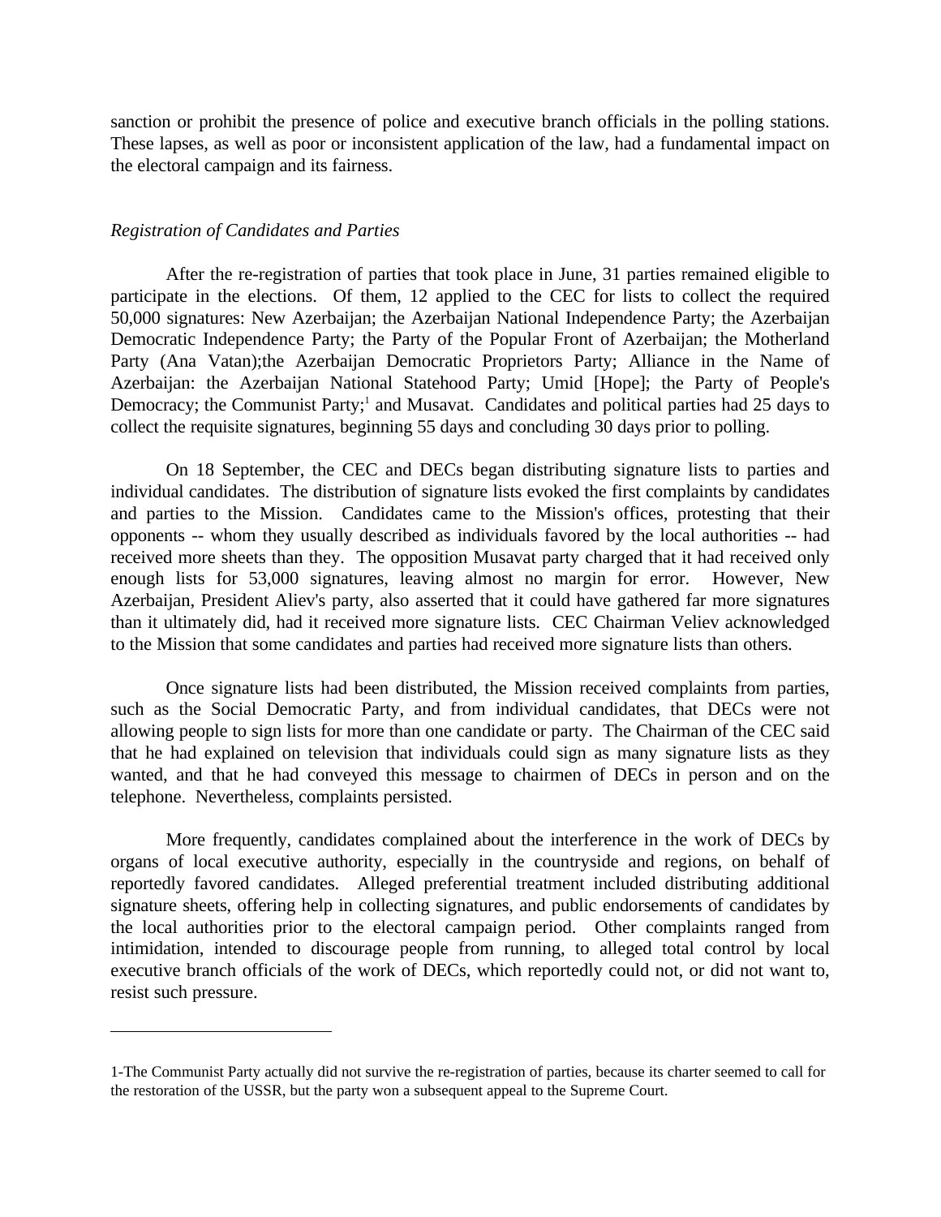sanction or prohibit the presence of police and executive branch officials in the polling stations. These lapses, as well as poor or inconsistent application of the law, had a fundamental impact on the electoral campaign and its fairness.

*Registration of Candidates and Parties*

After the re-registration of parties that took place in June, 31 parties remained eligible to participate in the elections. Of them, 12 applied to the CEC for lists to collect the required 50,000 signatures: New Azerbaijan; the Azerbaijan National Independence Party; the Azerbaijan Democratic Independence Party; the Party of the Popular Front of Azerbaijan; the Motherland Party (Ana Vatan);the Azerbaijan Democratic Proprietors Party; Alliance in the Name of Azerbaijan: the Azerbaijan National Statehood Party; Umid [Hope]; the Party of People's Democracy; the Communist Party;[1] and Musavat. Candidates and political parties had 25 days to collect the requisite signatures, beginning 55 days and concluding 30 days prior to polling.

On 18 September, the CEC and DECs began distributing signature lists to parties and individual candidates. The distribution of signature lists evoked the first complaints by candidates and parties to the Mission. Candidates came to the Mission's offices, protesting that their opponents -- whom they usually described as individuals favored by the local authorities -- had received more sheets than they. The opposition Musavat party charged that it had received only enough lists for 53,000 signatures, leaving almost no margin for error. However, New Azerbaijan, President Aliev's party, also asserted that it could have gathered far more signatures than it ultimately did, had it received more signature lists. CEC Chairman Veliev acknowledged to the Mission that some candidates and parties had received more signature lists than others.

Once signature lists had been distributed, the Mission received complaints from parties, such as the Social Democratic Party, and from individual candidates, that DECs were not allowing people to sign lists for more than one candidate or party. The Chairman of the CEC said that he had explained on television that individuals could sign as many signature lists as they wanted, and that he had conveyed this message to chairmen of DECs in person and on the telephone. Nevertheless, complaints persisted.

More frequently, candidates complained about the interference in the work of DECs by organs of local executive authority, especially in the countryside and regions, on behalf of reportedly favored candidates. Alleged preferential treatment included distributing additional signature sheets, offering help in collecting signatures, and public endorsements of candidates by the local authorities prior to the electoral campaign period. Other complaints ranged from intimidation, intended to discourage people from running, to alleged total control by local executive branch officials of the work of DECs, which reportedly could not, or did not want to, resist such pressure.

---

1-The Communist Party actually did not survive the re-registration of parties, because its charter seemed to call for the restoration of the USSR, but the party won a subsequent appeal to the Supreme Court.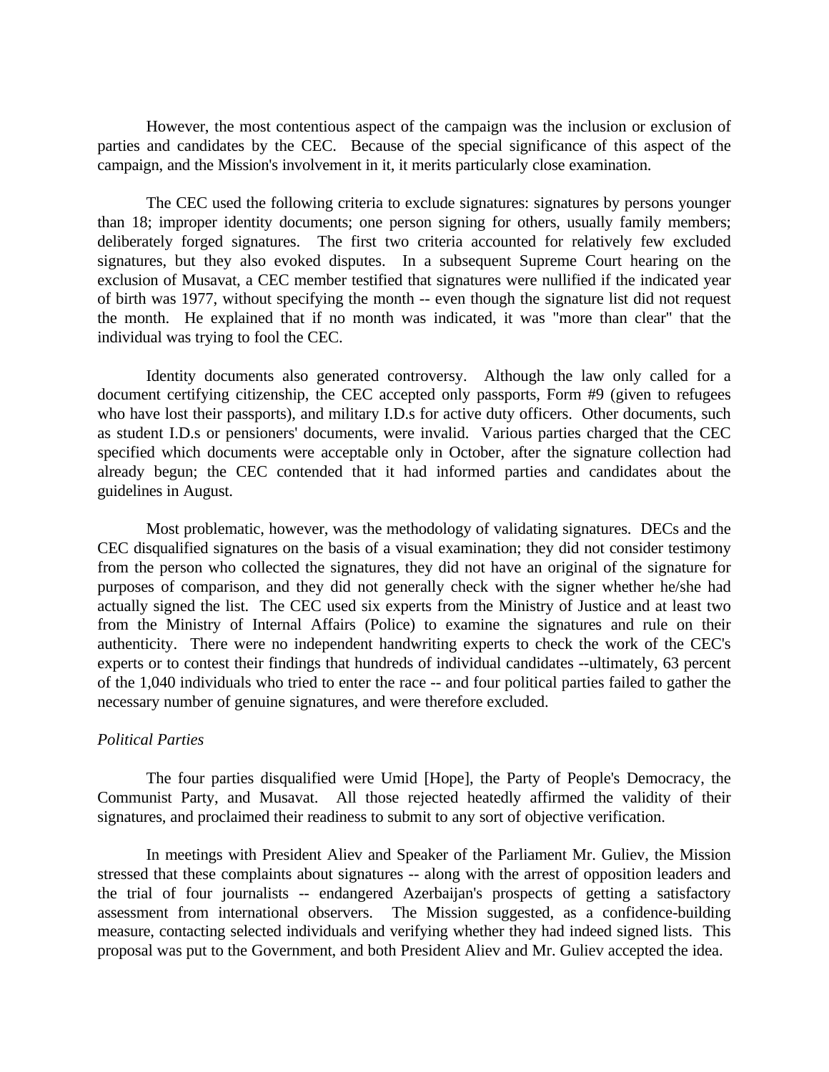However, the most contentious aspect of the campaign was the inclusion or exclusion of parties and candidates by the CEC. Because of the special significance of this aspect of the campaign, and the Mission's involvement in it, it merits particularly close examination.

The CEC used the following criteria to exclude signatures: signatures by persons younger than 18; improper identity documents; one person signing for others, usually family members; deliberately forged signatures. The first two criteria accounted for relatively few excluded signatures, but they also evoked disputes. In a subsequent Supreme Court hearing on the exclusion of Musavat, a CEC member testified that signatures were nullified if the indicated year of birth was 1977, without specifying the month -- even though the signature list did not request the month. He explained that if no month was indicated, it was "more than clear" that the individual was trying to fool the CEC.

Identity documents also generated controversy. Although the law only called for a document certifying citizenship, the CEC accepted only passports, Form #9 (given to refugees who have lost their passports), and military I.D.s for active duty officers. Other documents, such as student I.D.s or pensioners' documents, were invalid. Various parties charged that the CEC specified which documents were acceptable only in October, after the signature collection had already begun; the CEC contended that it had informed parties and candidates about the guidelines in August.

Most problematic, however, was the methodology of validating signatures. DECs and the CEC disqualified signatures on the basis of a visual examination; they did not consider testimony from the person who collected the signatures, they did not have an original of the signature for purposes of comparison, and they did not generally check with the signer whether he/she had actually signed the list. The CEC used six experts from the Ministry of Justice and at least two from the Ministry of Internal Affairs (Police) to examine the signatures and rule on their authenticity. There were no independent handwriting experts to check the work of the CEC's experts or to contest their findings that hundreds of individual candidates --ultimately, 63 percent of the 1,040 individuals who tried to enter the race -- and four political parties failed to gather the necessary number of genuine signatures, and were therefore excluded.

*Political Parties*

The four parties disqualified were Umid [Hope], the Party of People's Democracy, the Communist Party, and Musavat. All those rejected heatedly affirmed the validity of their signatures, and proclaimed their readiness to submit to any sort of objective verification.

In meetings with President Aliev and Speaker of the Parliament Mr. Guliev, the Mission stressed that these complaints about signatures -- along with the arrest of opposition leaders and the trial of four journalists -- endangered Azerbaijan's prospects of getting a satisfactory assessment from international observers. The Mission suggested, as a confidence-building measure, contacting selected individuals and verifying whether they had indeed signed lists. This proposal was put to the Government, and both President Aliev and Mr. Guliev accepted the idea.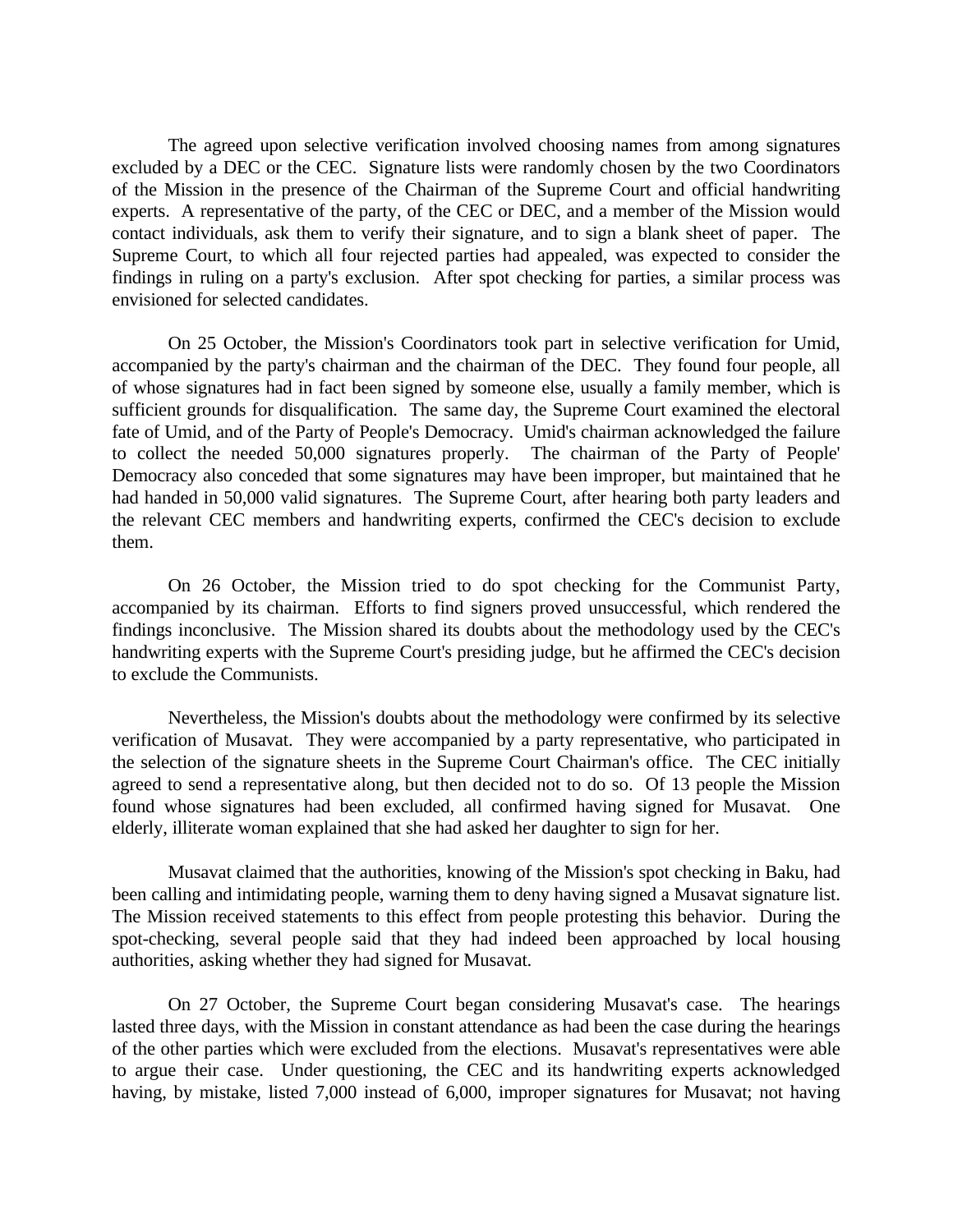The agreed upon selective verification involved choosing names from among signatures excluded by a DEC or the CEC. Signature lists were randomly chosen by the two Coordinators of the Mission in the presence of the Chairman of the Supreme Court and official handwriting experts. A representative of the party, of the CEC or DEC, and a member of the Mission would contact individuals, ask them to verify their signature, and to sign a blank sheet of paper. The Supreme Court, to which all four rejected parties had appealed, was expected to consider the findings in ruling on a party's exclusion. After spot checking for parties, a similar process was envisioned for selected candidates.

On 25 October, the Mission's Coordinators took part in selective verification for Umid, accompanied by the party's chairman and the chairman of the DEC. They found four people, all of whose signatures had in fact been signed by someone else, usually a family member, which is sufficient grounds for disqualification. The same day, the Supreme Court examined the electoral fate of Umid, and of the Party of People's Democracy. Umid's chairman acknowledged the failure to collect the needed 50,000 signatures properly. The chairman of the Party of People' Democracy also conceded that some signatures may have been improper, but maintained that he had handed in 50,000 valid signatures. The Supreme Court, after hearing both party leaders and the relevant CEC members and handwriting experts, confirmed the CEC's decision to exclude them.

On 26 October, the Mission tried to do spot checking for the Communist Party, accompanied by its chairman. Efforts to find signers proved unsuccessful, which rendered the findings inconclusive. The Mission shared its doubts about the methodology used by the CEC's handwriting experts with the Supreme Court's presiding judge, but he affirmed the CEC's decision to exclude the Communists.

Nevertheless, the Mission's doubts about the methodology were confirmed by its selective verification of Musavat. They were accompanied by a party representative, who participated in the selection of the signature sheets in the Supreme Court Chairman's office. The CEC initially agreed to send a representative along, but then decided not to do so. Of 13 people the Mission found whose signatures had been excluded, all confirmed having signed for Musavat. One elderly, illiterate woman explained that she had asked her daughter to sign for her.

Musavat claimed that the authorities, knowing of the Mission's spot checking in Baku, had been calling and intimidating people, warning them to deny having signed a Musavat signature list. The Mission received statements to this effect from people protesting this behavior. During the spot-checking, several people said that they had indeed been approached by local housing authorities, asking whether they had signed for Musavat.

On 27 October, the Supreme Court began considering Musavat's case. The hearings lasted three days, with the Mission in constant attendance as had been the case during the hearings of the other parties which were excluded from the elections. Musavat's representatives were able to argue their case. Under questioning, the CEC and its handwriting experts acknowledged having, by mistake, listed 7,000 instead of 6,000, improper signatures for Musavat; not having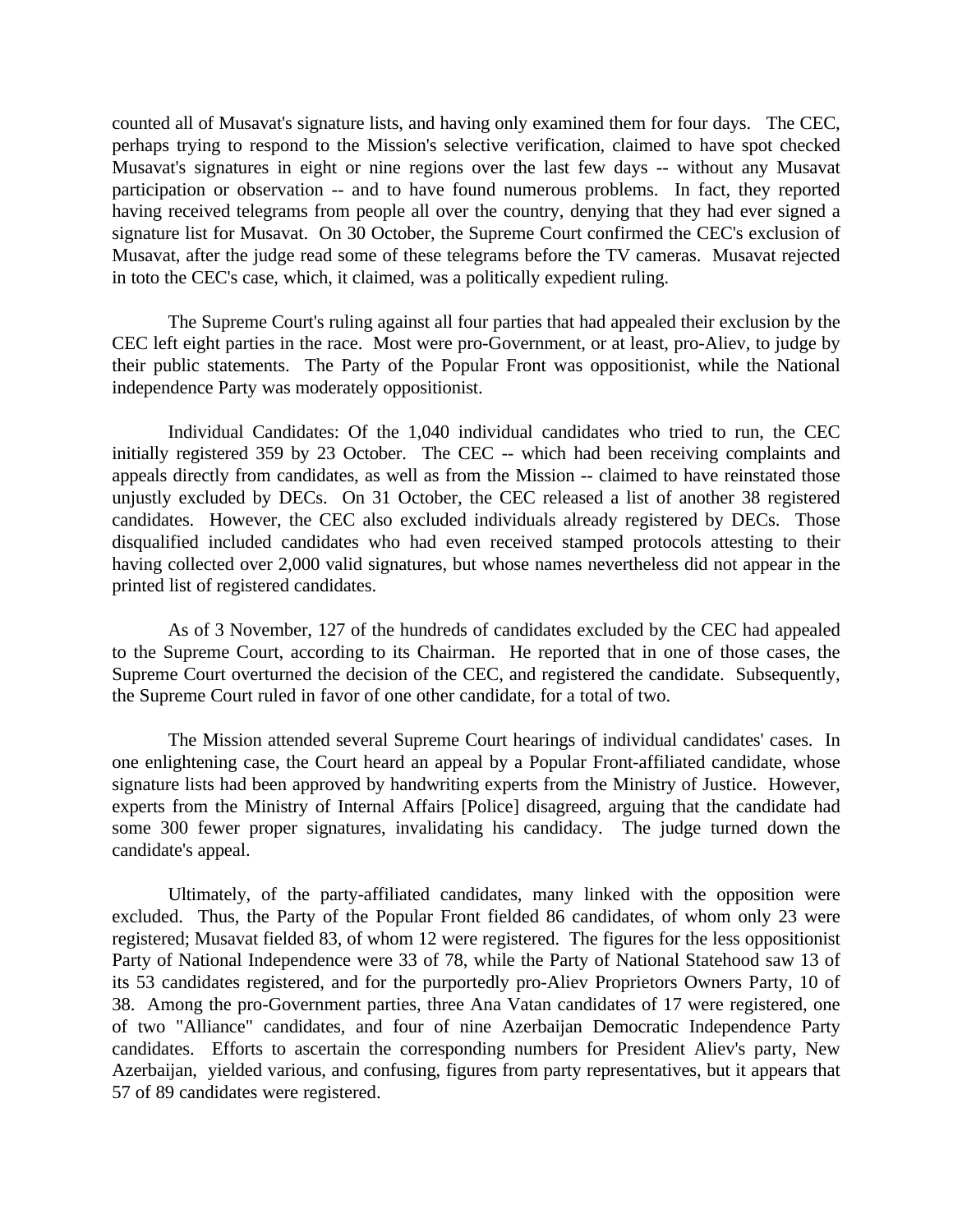counted all of Musavat's signature lists, and having only examined them for four days. The CEC, perhaps trying to respond to the Mission's selective verification, claimed to have spot checked Musavat's signatures in eight or nine regions over the last few days -- without any Musavat participation or observation -- and to have found numerous problems. In fact, they reported having received telegrams from people all over the country, denying that they had ever signed a signature list for Musavat. On 30 October, the Supreme Court confirmed the CEC's exclusion of Musavat, after the judge read some of these telegrams before the TV cameras. Musavat rejected in toto the CEC's case, which, it claimed, was a politically expedient ruling.

The Supreme Court's ruling against all four parties that had appealed their exclusion by the CEC left eight parties in the race. Most were pro-Government, or at least, pro-Aliev, to judge by their public statements. The Party of the Popular Front was oppositionist, while the National independence Party was moderately oppositionist.

Individual Candidates: Of the 1,040 individual candidates who tried to run, the CEC initially registered 359 by 23 October. The CEC -- which had been receiving complaints and appeals directly from candidates, as well as from the Mission -- claimed to have reinstated those unjustly excluded by DECs. On 31 October, the CEC released a list of another 38 registered candidates. However, the CEC also excluded individuals already registered by DECs. Those disqualified included candidates who had even received stamped protocols attesting to their having collected over 2,000 valid signatures, but whose names nevertheless did not appear in the printed list of registered candidates.

As of 3 November, 127 of the hundreds of candidates excluded by the CEC had appealed to the Supreme Court, according to its Chairman. He reported that in one of those cases, the Supreme Court overturned the decision of the CEC, and registered the candidate. Subsequently, the Supreme Court ruled in favor of one other candidate, for a total of two.

The Mission attended several Supreme Court hearings of individual candidates' cases. In one enlightening case, the Court heard an appeal by a Popular Front-affiliated candidate, whose signature lists had been approved by handwriting experts from the Ministry of Justice. However, experts from the Ministry of Internal Affairs [Police] disagreed, arguing that the candidate had some 300 fewer proper signatures, invalidating his candidacy. The judge turned down the candidate's appeal.

Ultimately, of the party-affiliated candidates, many linked with the opposition were excluded. Thus, the Party of the Popular Front fielded 86 candidates, of whom only 23 were registered; Musavat fielded 83, of whom 12 were registered. The figures for the less oppositionist Party of National Independence were 33 of 78, while the Party of National Statehood saw 13 of its 53 candidates registered, and for the purportedly pro-Aliev Proprietors Owners Party, 10 of 38. Among the pro-Government parties, three Ana Vatan candidates of 17 were registered, one of two "Alliance" candidates, and four of nine Azerbaijan Democratic Independence Party candidates. Efforts to ascertain the corresponding numbers for President Aliev's party, New Azerbaijan, yielded various, and confusing, figures from party representatives, but it appears that 57 of 89 candidates were registered.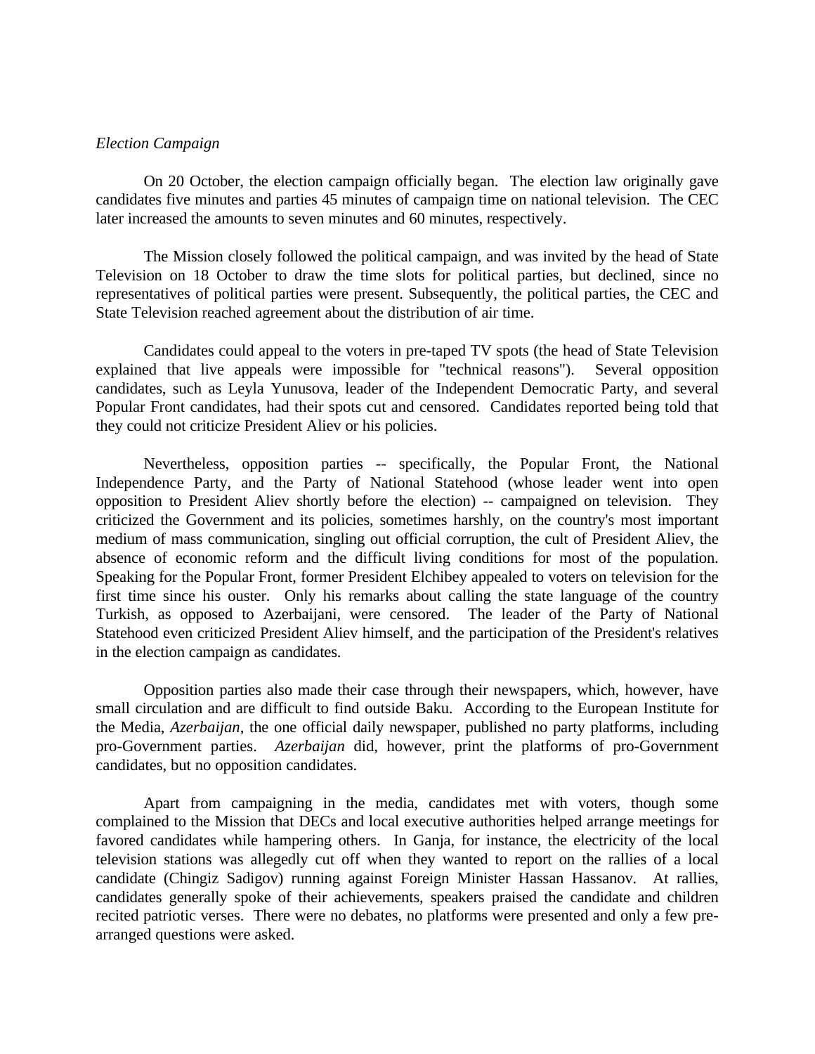*Election Campaign*

On 20 October, the election campaign officially began. The election law originally gave candidates five minutes and parties 45 minutes of campaign time on national television. The CEC later increased the amounts to seven minutes and 60 minutes, respectively.

The Mission closely followed the political campaign, and was invited by the head of State Television on 18 October to draw the time slots for political parties, but declined, since no representatives of political parties were present. Subsequently, the political parties, the CEC and State Television reached agreement about the distribution of air time.

Candidates could appeal to the voters in pre-taped TV spots (the head of State Television explained that live appeals were impossible for "technical reasons"). Several opposition candidates, such as Leyla Yunusova, leader of the Independent Democratic Party, and several Popular Front candidates, had their spots cut and censored. Candidates reported being told that they could not criticize President Aliev or his policies.

Nevertheless, opposition parties -- specifically, the Popular Front, the National Independence Party, and the Party of National Statehood (whose leader went into open opposition to President Aliev shortly before the election) -- campaigned on television. They criticized the Government and its policies, sometimes harshly, on the country's most important medium of mass communication, singling out official corruption, the cult of President Aliev, the absence of economic reform and the difficult living conditions for most of the population. Speaking for the Popular Front, former President Elchibey appealed to voters on television for the first time since his ouster. Only his remarks about calling the state language of the country Turkish, as opposed to Azerbaijani, were censored. The leader of the Party of National Statehood even criticized President Aliev himself, and the participation of the President's relatives in the election campaign as candidates.

Opposition parties also made their case through their newspapers, which, however, have small circulation and are difficult to find outside Baku. According to the European Institute for the Media, *Azerbaijan*, the one official daily newspaper, published no party platforms, including pro-Government parties. *Azerbaijan* did, however, print the platforms of pro-Government candidates, but no opposition candidates.

Apart from campaigning in the media, candidates met with voters, though some complained to the Mission that DECs and local executive authorities helped arrange meetings for favored candidates while hampering others. In Ganja, for instance, the electricity of the local television stations was allegedly cut off when they wanted to report on the rallies of a local candidate (Chingiz Sadigov) running against Foreign Minister Hassan Hassanov. At rallies, candidates generally spoke of their achievements, speakers praised the candidate and children recited patriotic verses. There were no debates, no platforms were presented and only a few pre-arranged questions were asked.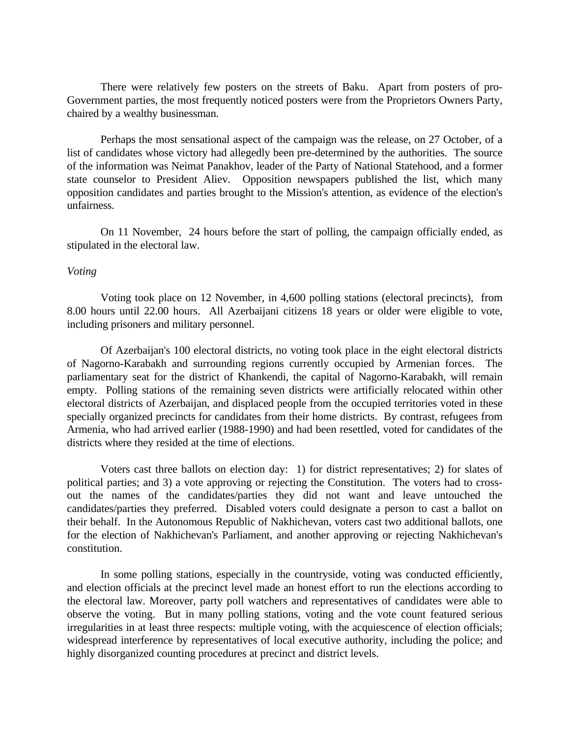There were relatively few posters on the streets of Baku. Apart from posters of pro-Government parties, the most frequently noticed posters were from the Proprietors Owners Party, chaired by a wealthy businessman.

Perhaps the most sensational aspect of the campaign was the release, on 27 October, of a list of candidates whose victory had allegedly been pre-determined by the authorities. The source of the information was Neimat Panakhov, leader of the Party of National Statehood, and a former state counselor to President Aliev. Opposition newspapers published the list, which many opposition candidates and parties brought to the Mission's attention, as evidence of the election's unfairness.

On 11 November, 24 hours before the start of polling, the campaign officially ended, as stipulated in the electoral law.

*Voting*

Voting took place on 12 November, in 4,600 polling stations (electoral precincts), from 8.00 hours until 22.00 hours. All Azerbaijani citizens 18 years or older were eligible to vote, including prisoners and military personnel.

Of Azerbaijan's 100 electoral districts, no voting took place in the eight electoral districts of Nagorno-Karabakh and surrounding regions currently occupied by Armenian forces. The parliamentary seat for the district of Khankendi, the capital of Nagorno-Karabakh, will remain empty. Polling stations of the remaining seven districts were artificially relocated within other electoral districts of Azerbaijan, and displaced people from the occupied territories voted in these specially organized precincts for candidates from their home districts. By contrast, refugees from Armenia, who had arrived earlier (1988-1990) and had been resettled, voted for candidates of the districts where they resided at the time of elections.

Voters cast three ballots on election day: 1) for district representatives; 2) for slates of political parties; and 3) a vote approving or rejecting the Constitution. The voters had to cross-out the names of the candidates/parties they did not want and leave untouched the candidates/parties they preferred. Disabled voters could designate a person to cast a ballot on their behalf. In the Autonomous Republic of Nakhichevan, voters cast two additional ballots, one for the election of Nakhichevan's Parliament, and another approving or rejecting Nakhichevan's constitution.

In some polling stations, especially in the countryside, voting was conducted efficiently, and election officials at the precinct level made an honest effort to run the elections according to the electoral law. Moreover, party poll watchers and representatives of candidates were able to observe the voting. But in many polling stations, voting and the vote count featured serious irregularities in at least three respects: multiple voting, with the acquiescence of election officials; widespread interference by representatives of local executive authority, including the police; and highly disorganized counting procedures at precinct and district levels.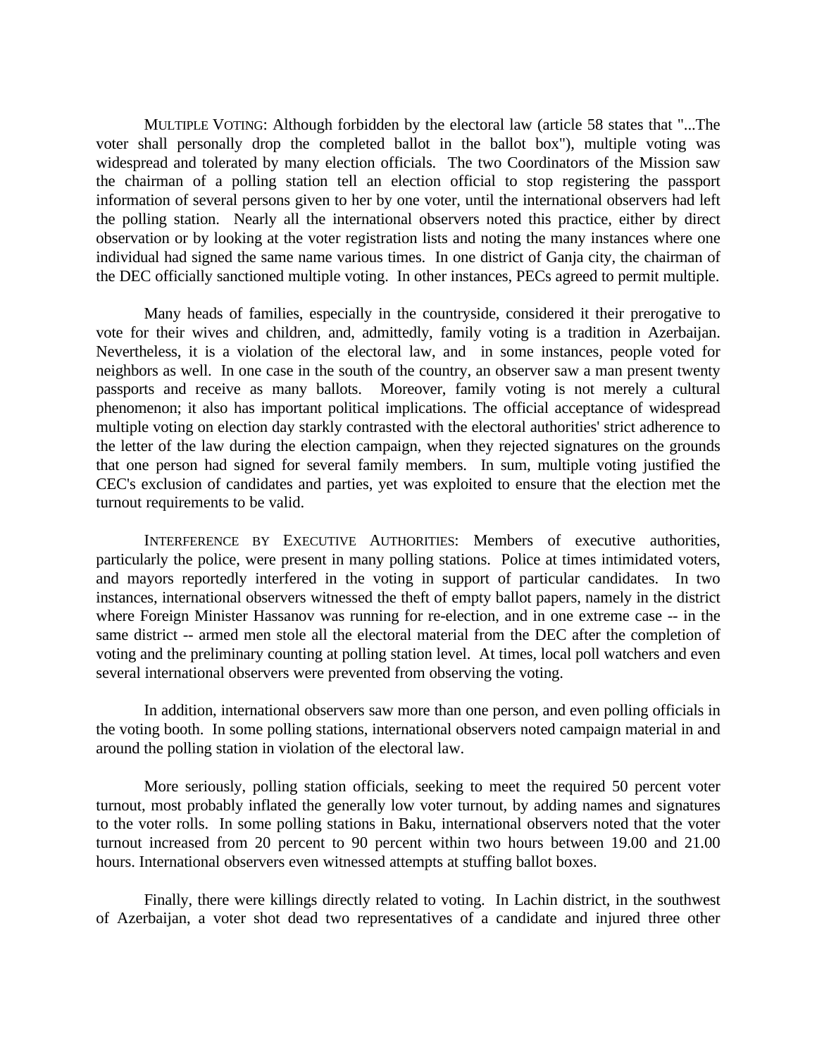MULTIPLE VOTING: Although forbidden by the electoral law (article 58 states that "...The voter shall personally drop the completed ballot in the ballot box"), multiple voting was widespread and tolerated by many election officials. The two Coordinators of the Mission saw the chairman of a polling station tell an election official to stop registering the passport information of several persons given to her by one voter, until the international observers had left the polling station. Nearly all the international observers noted this practice, either by direct observation or by looking at the voter registration lists and noting the many instances where one individual had signed the same name various times. In one district of Ganja city, the chairman of the DEC officially sanctioned multiple voting. In other instances, PECs agreed to permit multiple.

Many heads of families, especially in the countryside, considered it their prerogative to vote for their wives and children, and, admittedly, family voting is a tradition in Azerbaijan. Nevertheless, it is a violation of the electoral law, and in some instances, people voted for neighbors as well. In one case in the south of the country, an observer saw a man present twenty passports and receive as many ballots. Moreover, family voting is not merely a cultural phenomenon; it also has important political implications. The official acceptance of widespread multiple voting on election day starkly contrasted with the electoral authorities' strict adherence to the letter of the law during the election campaign, when they rejected signatures on the grounds that one person had signed for several family members. In sum, multiple voting justified the CEC's exclusion of candidates and parties, yet was exploited to ensure that the election met the turnout requirements to be valid.

INTERFERENCE BY EXECUTIVE AUTHORITIES: Members of executive authorities, particularly the police, were present in many polling stations. Police at times intimidated voters, and mayors reportedly interfered in the voting in support of particular candidates. In two instances, international observers witnessed the theft of empty ballot papers, namely in the district where Foreign Minister Hassanov was running for re-election, and in one extreme case -- in the same district -- armed men stole all the electoral material from the DEC after the completion of voting and the preliminary counting at polling station level. At times, local poll watchers and even several international observers were prevented from observing the voting.

In addition, international observers saw more than one person, and even polling officials in the voting booth. In some polling stations, international observers noted campaign material in and around the polling station in violation of the electoral law.

More seriously, polling station officials, seeking to meet the required 50 percent voter turnout, most probably inflated the generally low voter turnout, by adding names and signatures to the voter rolls. In some polling stations in Baku, international observers noted that the voter turnout increased from 20 percent to 90 percent within two hours between 19.00 and 21.00 hours. International observers even witnessed attempts at stuffing ballot boxes.

Finally, there were killings directly related to voting. In Lachin district, in the southwest of Azerbaijan, a voter shot dead two representatives of a candidate and injured three other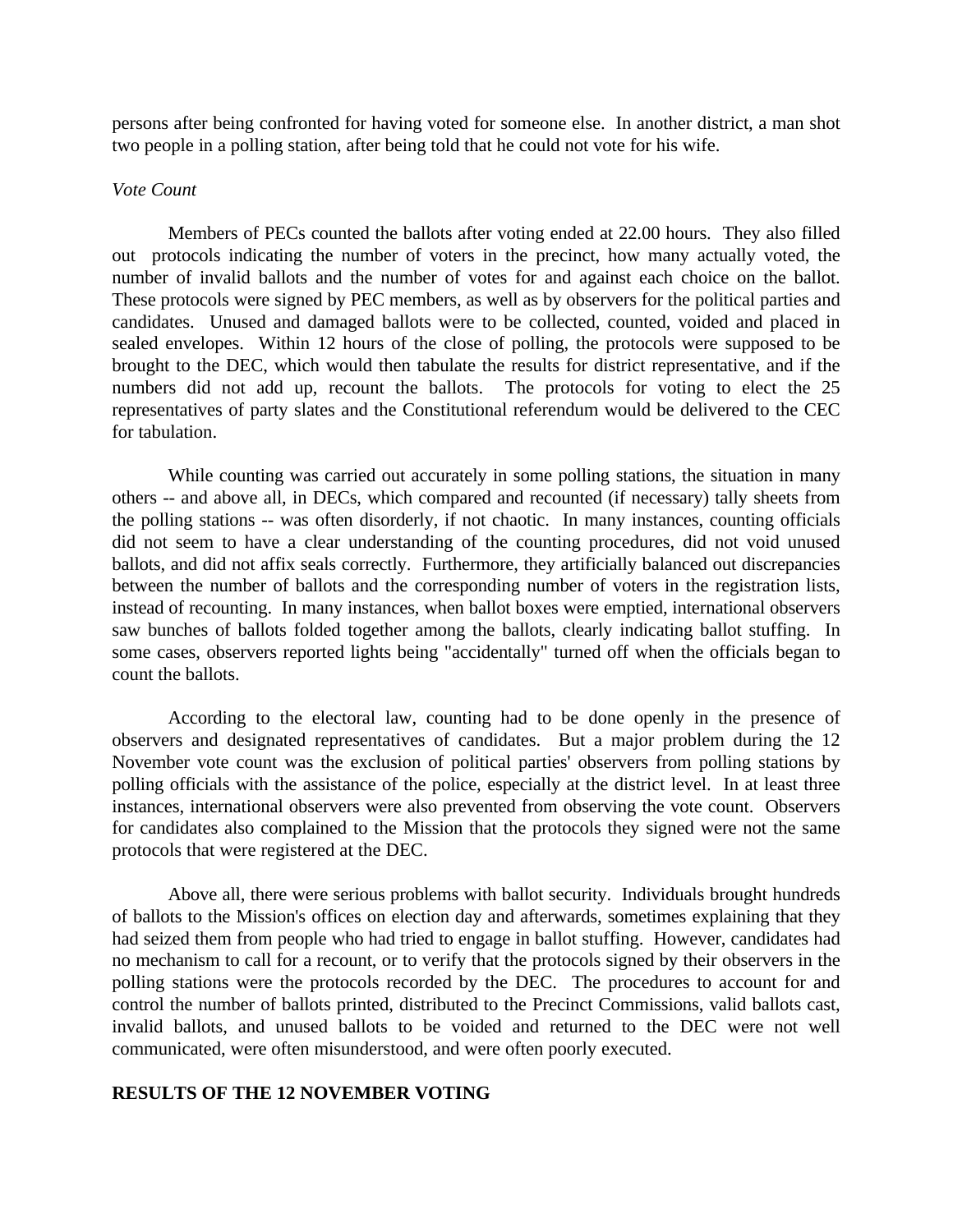persons after being confronted for having voted for someone else. In another district, a man shot two people in a polling station, after being told that he could not vote for his wife.

*Vote Count*

Members of PECs counted the ballots after voting ended at 22.00 hours. They also filled out protocols indicating the number of voters in the precinct, how many actually voted, the number of invalid ballots and the number of votes for and against each choice on the ballot. These protocols were signed by PEC members, as well as by observers for the political parties and candidates. Unused and damaged ballots were to be collected, counted, voided and placed in sealed envelopes. Within 12 hours of the close of polling, the protocols were supposed to be brought to the DEC, which would then tabulate the results for district representative, and if the numbers did not add up, recount the ballots. The protocols for voting to elect the 25 representatives of party slates and the Constitutional referendum would be delivered to the CEC for tabulation.

While counting was carried out accurately in some polling stations, the situation in many others -- and above all, in DECs, which compared and recounted (if necessary) tally sheets from the polling stations -- was often disorderly, if not chaotic. In many instances, counting officials did not seem to have a clear understanding of the counting procedures, did not void unused ballots, and did not affix seals correctly. Furthermore, they artificially balanced out discrepancies between the number of ballots and the corresponding number of voters in the registration lists, instead of recounting. In many instances, when ballot boxes were emptied, international observers saw bunches of ballots folded together among the ballots, clearly indicating ballot stuffing. In some cases, observers reported lights being "accidentally" turned off when the officials began to count the ballots.

According to the electoral law, counting had to be done openly in the presence of observers and designated representatives of candidates. But a major problem during the 12 November vote count was the exclusion of political parties' observers from polling stations by polling officials with the assistance of the police, especially at the district level. In at least three instances, international observers were also prevented from observing the vote count. Observers for candidates also complained to the Mission that the protocols they signed were not the same protocols that were registered at the DEC.

Above all, there were serious problems with ballot security. Individuals brought hundreds of ballots to the Mission's offices on election day and afterwards, sometimes explaining that they had seized them from people who had tried to engage in ballot stuffing. However, candidates had no mechanism to call for a recount, or to verify that the protocols signed by their observers in the polling stations were the protocols recorded by the DEC. The procedures to account for and control the number of ballots printed, distributed to the Precinct Commissions, valid ballots cast, invalid ballots, and unused ballots to be voided and returned to the DEC were not well communicated, were often misunderstood, and were often poorly executed.

## RESULTS OF THE 12 NOVEMBER VOTING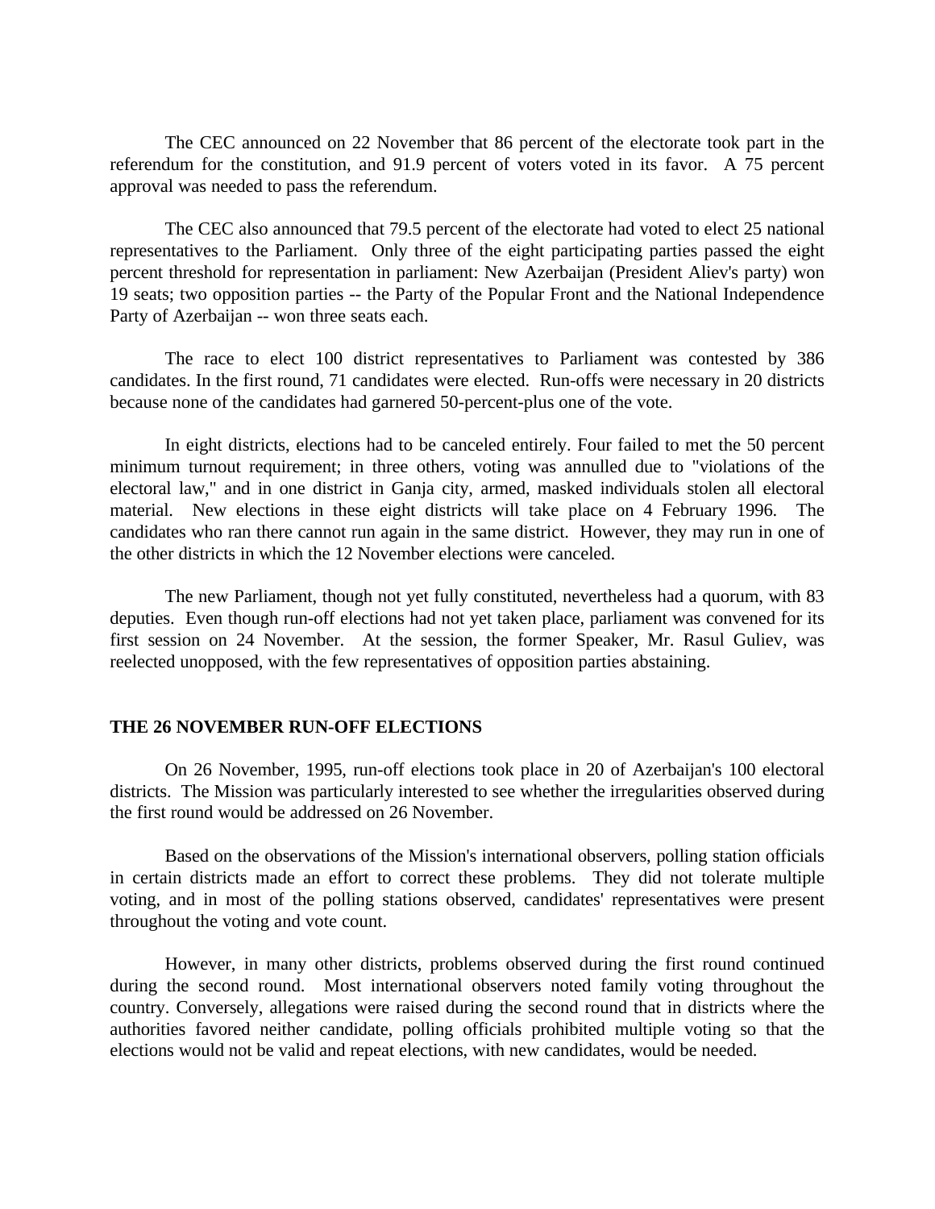The CEC announced on 22 November that 86 percent of the electorate took part in the referendum for the constitution, and 91.9 percent of voters voted in its favor. A 75 percent approval was needed to pass the referendum.

The CEC also announced that 79.5 percent of the electorate had voted to elect 25 national representatives to the Parliament. Only three of the eight participating parties passed the eight percent threshold for representation in parliament: New Azerbaijan (President Aliev's party) won 19 seats; two opposition parties -- the Party of the Popular Front and the National Independence Party of Azerbaijan -- won three seats each.

The race to elect 100 district representatives to Parliament was contested by 386 candidates. In the first round, 71 candidates were elected. Run-offs were necessary in 20 districts because none of the candidates had garnered 50-percent-plus one of the vote.

In eight districts, elections had to be canceled entirely. Four failed to met the 50 percent minimum turnout requirement; in three others, voting was annulled due to "violations of the electoral law," and in one district in Ganja city, armed, masked individuals stolen all electoral material. New elections in these eight districts will take place on 4 February 1996. The candidates who ran there cannot run again in the same district. However, they may run in one of the other districts in which the 12 November elections were canceled.

The new Parliament, though not yet fully constituted, nevertheless had a quorum, with 83 deputies. Even though run-off elections had not yet taken place, parliament was convened for its first session on 24 November. At the session, the former Speaker, Mr. Rasul Guliev, was reelected unopposed, with the few representatives of opposition parties abstaining.

## THE 26 NOVEMBER RUN-OFF ELECTIONS

On 26 November, 1995, run-off elections took place in 20 of Azerbaijan's 100 electoral districts. The Mission was particularly interested to see whether the irregularities observed during the first round would be addressed on 26 November.

Based on the observations of the Mission's international observers, polling station officials in certain districts made an effort to correct these problems. They did not tolerate multiple voting, and in most of the polling stations observed, candidates' representatives were present throughout the voting and vote count.

However, in many other districts, problems observed during the first round continued during the second round. Most international observers noted family voting throughout the country. Conversely, allegations were raised during the second round that in districts where the authorities favored neither candidate, polling officials prohibited multiple voting so that the elections would not be valid and repeat elections, with new candidates, would be needed.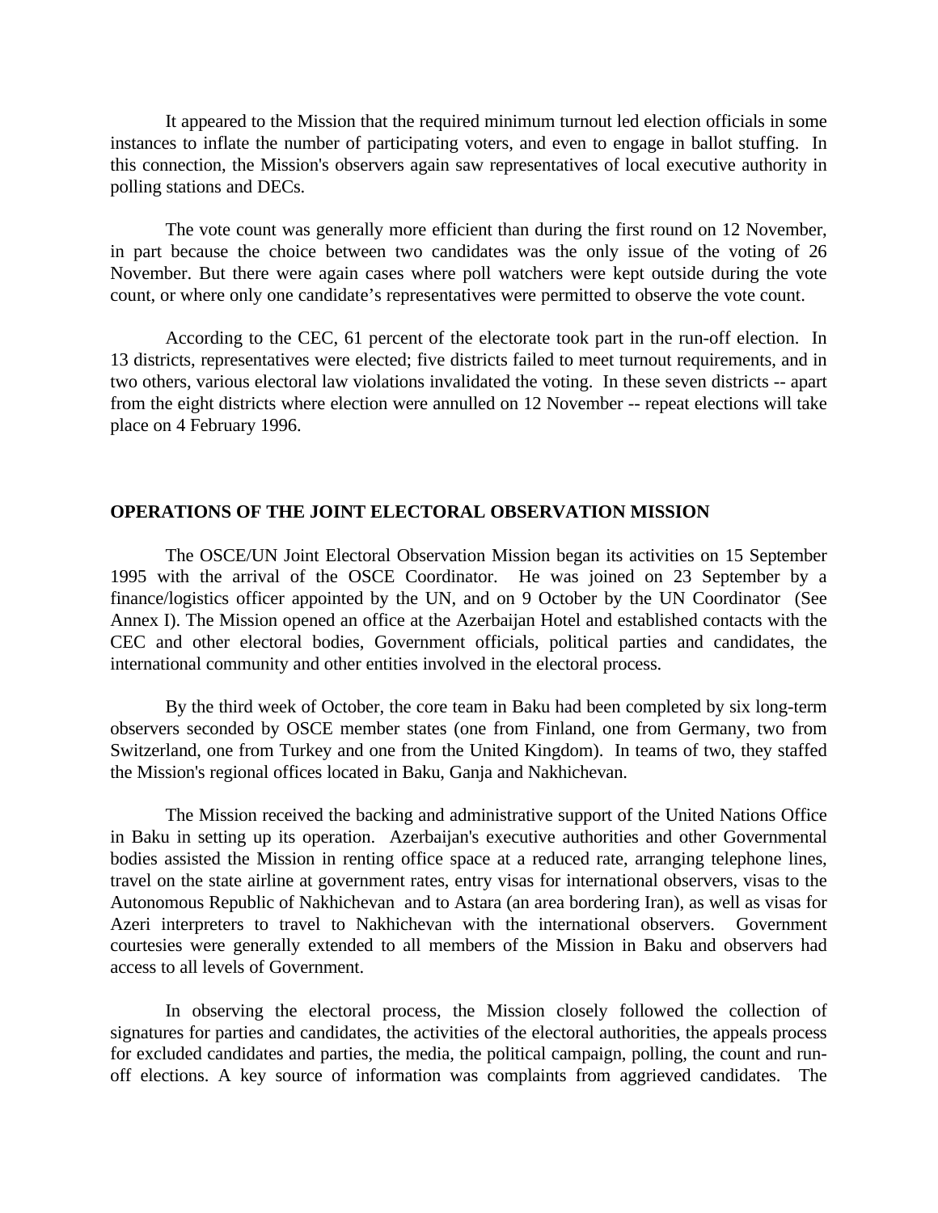It appeared to the Mission that the required minimum turnout led election officials in some instances to inflate the number of participating voters, and even to engage in ballot stuffing. In this connection, the Mission's observers again saw representatives of local executive authority in polling stations and DECs.

The vote count was generally more efficient than during the first round on 12 November, in part because the choice between two candidates was the only issue of the voting of 26 November. But there were again cases where poll watchers were kept outside during the vote count, or where only one candidate's representatives were permitted to observe the vote count.

According to the CEC, 61 percent of the electorate took part in the run-off election. In 13 districts, representatives were elected; five districts failed to meet turnout requirements, and in two others, various electoral law violations invalidated the voting. In these seven districts -- apart from the eight districts where election were annulled on 12 November -- repeat elections will take place on 4 February 1996.

**OPERATIONS OF THE JOINT ELECTORAL OBSERVATION MISSION**

The OSCE/UN Joint Electoral Observation Mission began its activities on 15 September 1995 with the arrival of the OSCE Coordinator. He was joined on 23 September by a finance/logistics officer appointed by the UN, and on 9 October by the UN Coordinator (See Annex I). The Mission opened an office at the Azerbaijan Hotel and established contacts with the CEC and other electoral bodies, Government officials, political parties and candidates, the international community and other entities involved in the electoral process.

By the third week of October, the core team in Baku had been completed by six long-term observers seconded by OSCE member states (one from Finland, one from Germany, two from Switzerland, one from Turkey and one from the United Kingdom). In teams of two, they staffed the Mission's regional offices located in Baku, Ganja and Nakhichevan.

The Mission received the backing and administrative support of the United Nations Office in Baku in setting up its operation. Azerbaijan's executive authorities and other Governmental bodies assisted the Mission in renting office space at a reduced rate, arranging telephone lines, travel on the state airline at government rates, entry visas for international observers, visas to the Autonomous Republic of Nakhichevan and to Astara (an area bordering Iran), as well as visas for Azeri interpreters to travel to Nakhichevan with the international observers. Government courtesies were generally extended to all members of the Mission in Baku and observers had access to all levels of Government.

In observing the electoral process, the Mission closely followed the collection of signatures for parties and candidates, the activities of the electoral authorities, the appeals process for excluded candidates and parties, the media, the political campaign, polling, the count and run-off elections. A key source of information was complaints from aggrieved candidates. The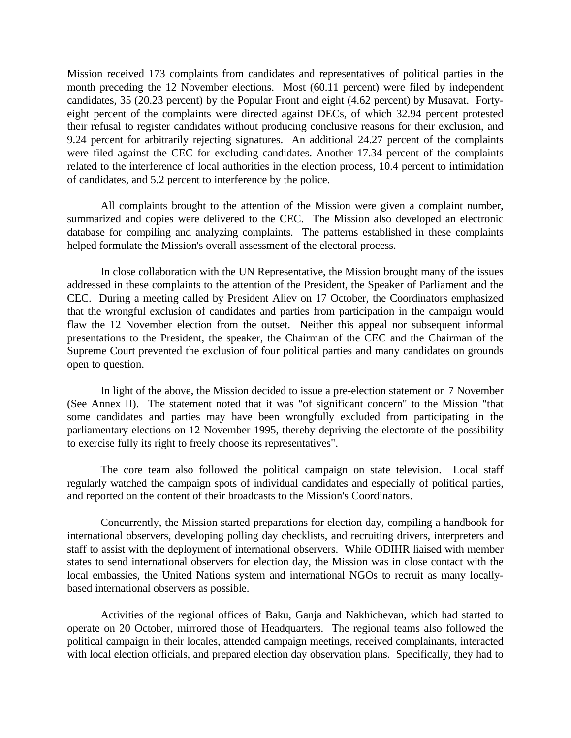Mission received 173 complaints from candidates and representatives of political parties in the month preceding the 12 November elections. Most (60.11 percent) were filed by independent candidates, 35 (20.23 percent) by the Popular Front and eight (4.62 percent) by Musavat. Forty-eight percent of the complaints were directed against DECs, of which 32.94 percent protested their refusal to register candidates without producing conclusive reasons for their exclusion, and 9.24 percent for arbitrarily rejecting signatures. An additional 24.27 percent of the complaints were filed against the CEC for excluding candidates. Another 17.34 percent of the complaints related to the interference of local authorities in the election process, 10.4 percent to intimidation of candidates, and 5.2 percent to interference by the police.

All complaints brought to the attention of the Mission were given a complaint number, summarized and copies were delivered to the CEC. The Mission also developed an electronic database for compiling and analyzing complaints. The patterns established in these complaints helped formulate the Mission's overall assessment of the electoral process.

In close collaboration with the UN Representative, the Mission brought many of the issues addressed in these complaints to the attention of the President, the Speaker of Parliament and the CEC. During a meeting called by President Aliev on 17 October, the Coordinators emphasized that the wrongful exclusion of candidates and parties from participation in the campaign would flaw the 12 November election from the outset. Neither this appeal nor subsequent informal presentations to the President, the speaker, the Chairman of the CEC and the Chairman of the Supreme Court prevented the exclusion of four political parties and many candidates on grounds open to question.

In light of the above, the Mission decided to issue a pre-election statement on 7 November (See Annex II). The statement noted that it was "of significant concern" to the Mission "that some candidates and parties may have been wrongfully excluded from participating in the parliamentary elections on 12 November 1995, thereby depriving the electorate of the possibility to exercise fully its right to freely choose its representatives".

The core team also followed the political campaign on state television. Local staff regularly watched the campaign spots of individual candidates and especially of political parties, and reported on the content of their broadcasts to the Mission's Coordinators.

Concurrently, the Mission started preparations for election day, compiling a handbook for international observers, developing polling day checklists, and recruiting drivers, interpreters and staff to assist with the deployment of international observers. While ODIHR liaised with member states to send international observers for election day, the Mission was in close contact with the local embassies, the United Nations system and international NGOs to recruit as many locally-based international observers as possible.

Activities of the regional offices of Baku, Ganja and Nakhichevan, which had started to operate on 20 October, mirrored those of Headquarters. The regional teams also followed the political campaign in their locales, attended campaign meetings, received complainants, interacted with local election officials, and prepared election day observation plans. Specifically, they had to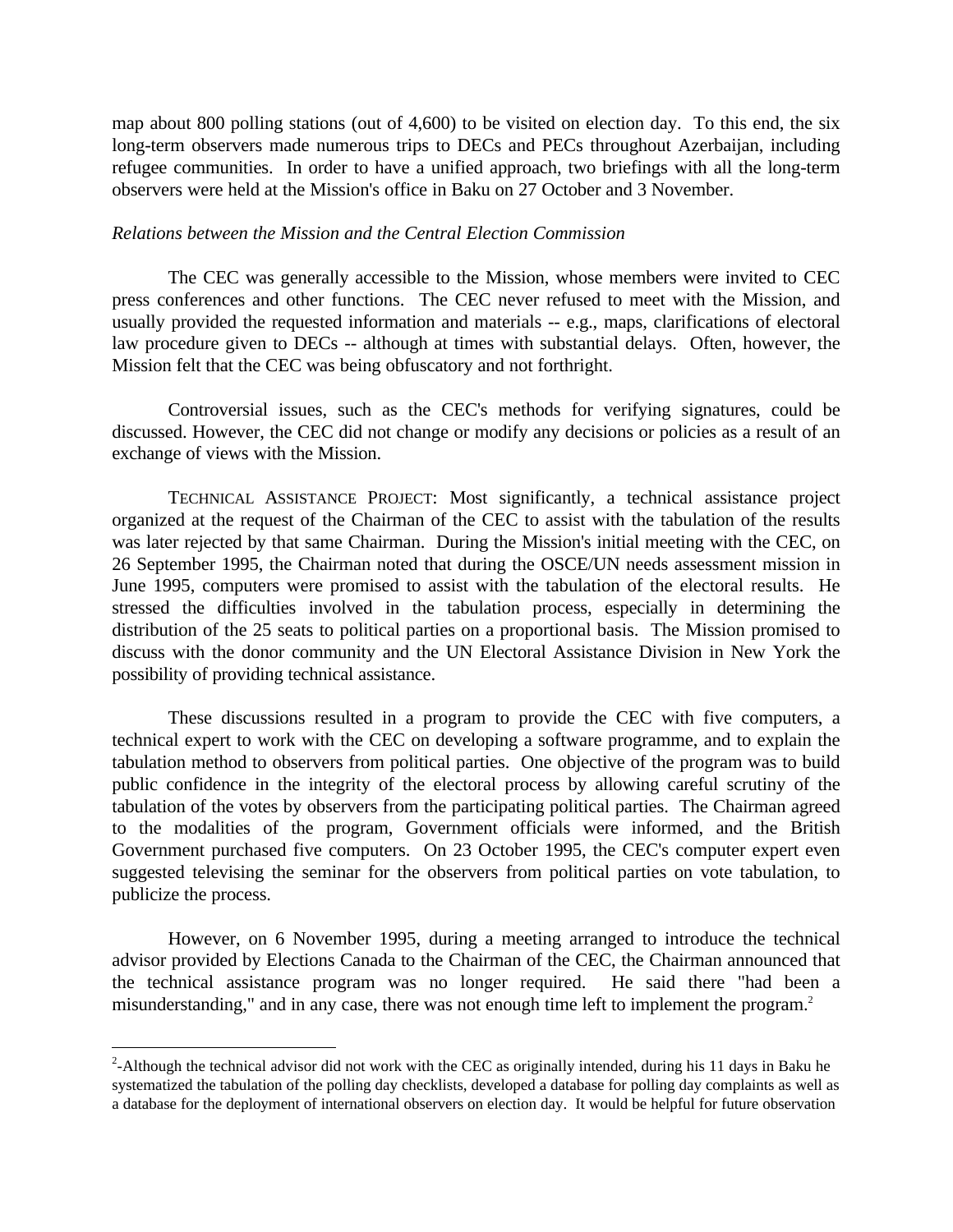map about 800 polling stations (out of 4,600) to be visited on election day. To this end, the six long-term observers made numerous trips to DECs and PECs throughout Azerbaijan, including refugee communities. In order to have a unified approach, two briefings with all the long-term observers were held at the Mission's office in Baku on 27 October and 3 November.

*Relations between the Mission and the Central Election Commission*

The CEC was generally accessible to the Mission, whose members were invited to CEC press conferences and other functions. The CEC never refused to meet with the Mission, and usually provided the requested information and materials -- e.g., maps, clarifications of electoral law procedure given to DECs -- although at times with substantial delays. Often, however, the Mission felt that the CEC was being obfuscatory and not forthright.

Controversial issues, such as the CEC's methods for verifying signatures, could be discussed. However, the CEC did not change or modify any decisions or policies as a result of an exchange of views with the Mission.

TECHNICAL ASSISTANCE PROJECT: Most significantly, a technical assistance project organized at the request of the Chairman of the CEC to assist with the tabulation of the results was later rejected by that same Chairman. During the Mission's initial meeting with the CEC, on 26 September 1995, the Chairman noted that during the OSCE/UN needs assessment mission in June 1995, computers were promised to assist with the tabulation of the electoral results. He stressed the difficulties involved in the tabulation process, especially in determining the distribution of the 25 seats to political parties on a proportional basis. The Mission promised to discuss with the donor community and the UN Electoral Assistance Division in New York the possibility of providing technical assistance.

These discussions resulted in a program to provide the CEC with five computers, a technical expert to work with the CEC on developing a software programme, and to explain the tabulation method to observers from political parties. One objective of the program was to build public confidence in the integrity of the electoral process by allowing careful scrutiny of the tabulation of the votes by observers from the participating political parties. The Chairman agreed to the modalities of the program, Government officials were informed, and the British Government purchased five computers. On 23 October 1995, the CEC's computer expert even suggested televising the seminar for the observers from political parties on vote tabulation, to publicize the process.

However, on 6 November 1995, during a meeting arranged to introduce the technical advisor provided by Elections Canada to the Chairman of the CEC, the Chairman announced that the technical assistance program was no longer required. He said there "had been a misunderstanding," and in any case, there was not enough time left to implement the program.[2]

---

[2]-Although the technical advisor did not work with the CEC as originally intended, during his 11 days in Baku he systematized the tabulation of the polling day checklists, developed a database for polling day complaints as well as a database for the deployment of international observers on election day. It would be helpful for future observation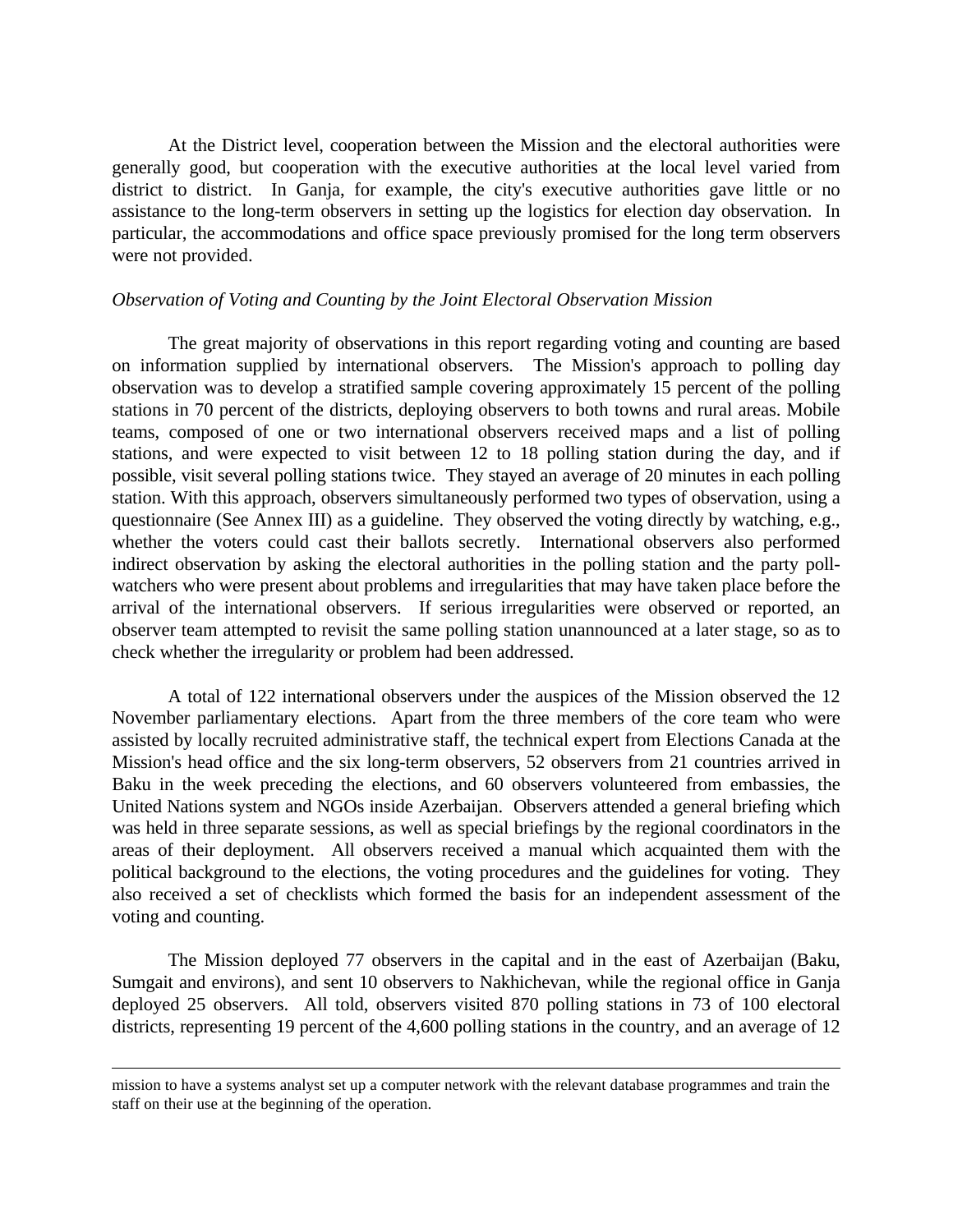At the District level, cooperation between the Mission and the electoral authorities were generally good, but cooperation with the executive authorities at the local level varied from district to district. In Ganja, for example, the city's executive authorities gave little or no assistance to the long-term observers in setting up the logistics for election day observation. In particular, the accommodations and office space previously promised for the long term observers were not provided.

*Observation of Voting and Counting by the Joint Electoral Observation Mission*

The great majority of observations in this report regarding voting and counting are based on information supplied by international observers. The Mission's approach to polling day observation was to develop a stratified sample covering approximately 15 percent of the polling stations in 70 percent of the districts, deploying observers to both towns and rural areas. Mobile teams, composed of one or two international observers received maps and a list of polling stations, and were expected to visit between 12 to 18 polling station during the day, and if possible, visit several polling stations twice. They stayed an average of 20 minutes in each polling station. With this approach, observers simultaneously performed two types of observation, using a questionnaire (See Annex III) as a guideline. They observed the voting directly by watching, e.g., whether the voters could cast their ballots secretly. International observers also performed indirect observation by asking the electoral authorities in the polling station and the party poll-watchers who were present about problems and irregularities that may have taken place before the arrival of the international observers. If serious irregularities were observed or reported, an observer team attempted to revisit the same polling station unannounced at a later stage, so as to check whether the irregularity or problem had been addressed.

A total of 122 international observers under the auspices of the Mission observed the 12 November parliamentary elections. Apart from the three members of the core team who were assisted by locally recruited administrative staff, the technical expert from Elections Canada at the Mission's head office and the six long-term observers, 52 observers from 21 countries arrived in Baku in the week preceding the elections, and 60 observers volunteered from embassies, the United Nations system and NGOs inside Azerbaijan. Observers attended a general briefing which was held in three separate sessions, as well as special briefings by the regional coordinators in the areas of their deployment. All observers received a manual which acquainted them with the political background to the elections, the voting procedures and the guidelines for voting. They also received a set of checklists which formed the basis for an independent assessment of the voting and counting.

The Mission deployed 77 observers in the capital and in the east of Azerbaijan (Baku, Sumgait and environs), and sent 10 observers to Nakhichevan, while the regional office in Ganja deployed 25 observers. All told, observers visited 870 polling stations in 73 of 100 electoral districts, representing 19 percent of the 4,600 polling stations in the country, and an average of 12

---

mission to have a systems analyst set up a computer network with the relevant database programmes and train the staff on their use at the beginning of the operation.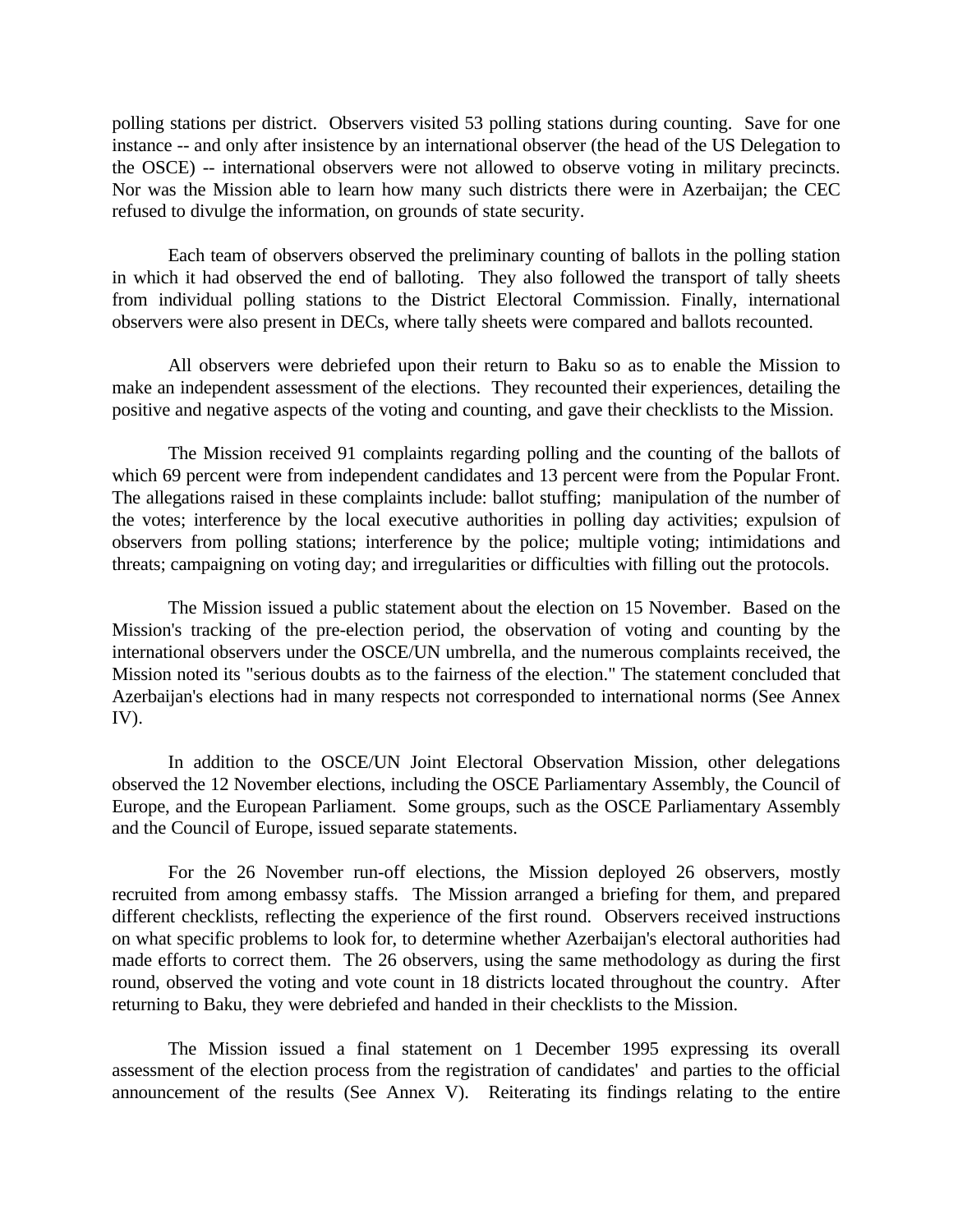polling stations per district. Observers visited 53 polling stations during counting. Save for one instance -- and only after insistence by an international observer (the head of the US Delegation to the OSCE) -- international observers were not allowed to observe voting in military precincts. Nor was the Mission able to learn how many such districts there were in Azerbaijan; the CEC refused to divulge the information, on grounds of state security.

Each team of observers observed the preliminary counting of ballots in the polling station in which it had observed the end of balloting. They also followed the transport of tally sheets from individual polling stations to the District Electoral Commission. Finally, international observers were also present in DECs, where tally sheets were compared and ballots recounted.

All observers were debriefed upon their return to Baku so as to enable the Mission to make an independent assessment of the elections. They recounted their experiences, detailing the positive and negative aspects of the voting and counting, and gave their checklists to the Mission.

The Mission received 91 complaints regarding polling and the counting of the ballots of which 69 percent were from independent candidates and 13 percent were from the Popular Front. The allegations raised in these complaints include: ballot stuffing; manipulation of the number of the votes; interference by the local executive authorities in polling day activities; expulsion of observers from polling stations; interference by the police; multiple voting; intimidations and threats; campaigning on voting day; and irregularities or difficulties with filling out the protocols.

The Mission issued a public statement about the election on 15 November. Based on the Mission's tracking of the pre-election period, the observation of voting and counting by the international observers under the OSCE/UN umbrella, and the numerous complaints received, the Mission noted its "serious doubts as to the fairness of the election." The statement concluded that Azerbaijan's elections had in many respects not corresponded to international norms (See Annex IV).

In addition to the OSCE/UN Joint Electoral Observation Mission, other delegations observed the 12 November elections, including the OSCE Parliamentary Assembly, the Council of Europe, and the European Parliament. Some groups, such as the OSCE Parliamentary Assembly and the Council of Europe, issued separate statements.

For the 26 November run-off elections, the Mission deployed 26 observers, mostly recruited from among embassy staffs. The Mission arranged a briefing for them, and prepared different checklists, reflecting the experience of the first round. Observers received instructions on what specific problems to look for, to determine whether Azerbaijan's electoral authorities had made efforts to correct them. The 26 observers, using the same methodology as during the first round, observed the voting and vote count in 18 districts located throughout the country. After returning to Baku, they were debriefed and handed in their checklists to the Mission.

The Mission issued a final statement on 1 December 1995 expressing its overall assessment of the election process from the registration of candidates' and parties to the official announcement of the results (See Annex V). Reiterating its findings relating to the entire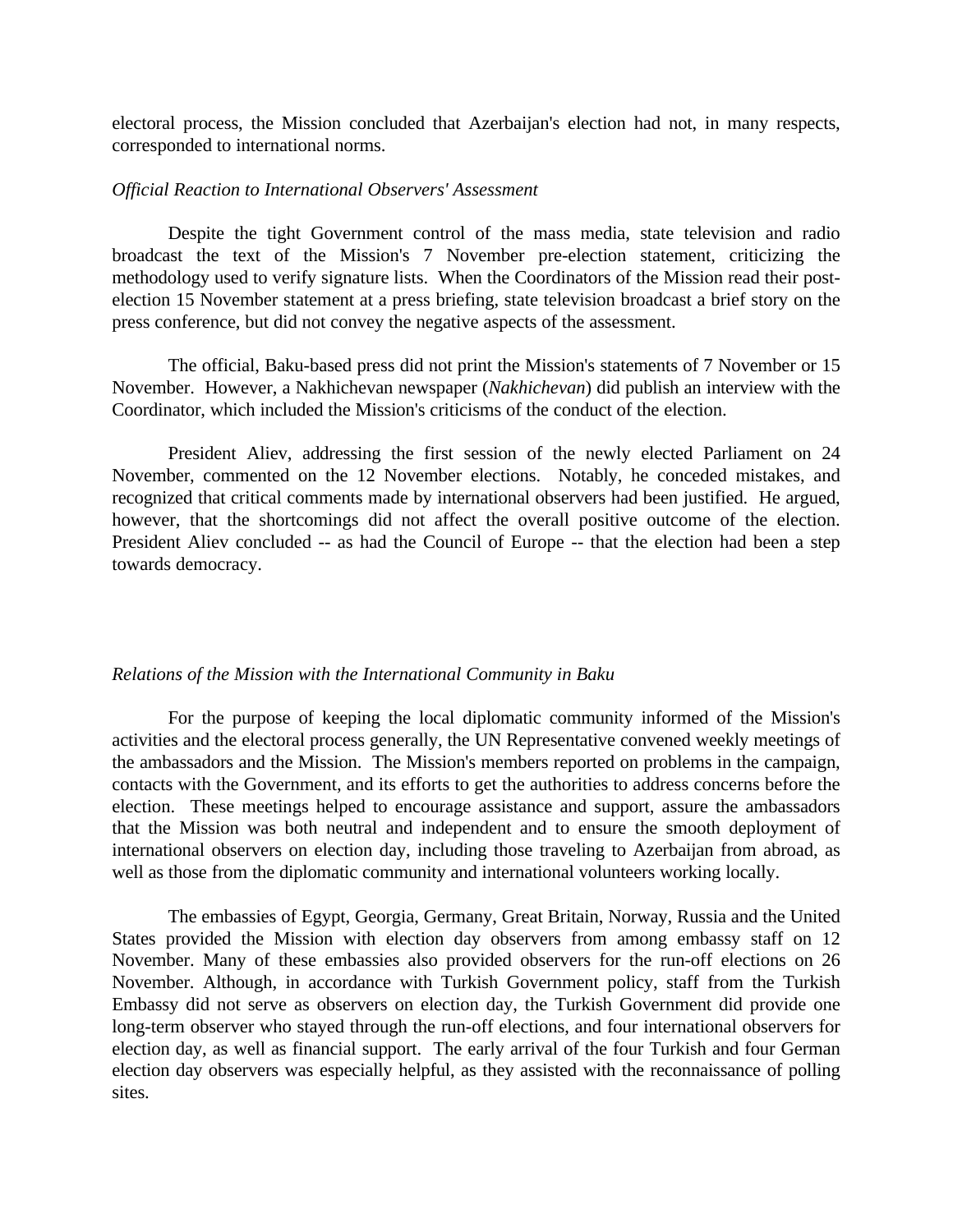electoral process, the Mission concluded that Azerbaijan's election had not, in many respects, corresponded to international norms.

*Official Reaction to International Observers' Assessment*

Despite the tight Government control of the mass media, state television and radio broadcast the text of the Mission's 7 November pre-election statement, criticizing the methodology used to verify signature lists. When the Coordinators of the Mission read their post-election 15 November statement at a press briefing, state television broadcast a brief story on the press conference, but did not convey the negative aspects of the assessment.

The official, Baku-based press did not print the Mission's statements of 7 November or 15 November. However, a Nakhichevan newspaper (*Nakhichevan*) did publish an interview with the Coordinator, which included the Mission's criticisms of the conduct of the election.

President Aliev, addressing the first session of the newly elected Parliament on 24 November, commented on the 12 November elections. Notably, he conceded mistakes, and recognized that critical comments made by international observers had been justified. He argued, however, that the shortcomings did not affect the overall positive outcome of the election. President Aliev concluded -- as had the Council of Europe -- that the election had been a step towards democracy.

*Relations of the Mission with the International Community in Baku*

For the purpose of keeping the local diplomatic community informed of the Mission's activities and the electoral process generally, the UN Representative convened weekly meetings of the ambassadors and the Mission. The Mission's members reported on problems in the campaign, contacts with the Government, and its efforts to get the authorities to address concerns before the election. These meetings helped to encourage assistance and support, assure the ambassadors that the Mission was both neutral and independent and to ensure the smooth deployment of international observers on election day, including those traveling to Azerbaijan from abroad, as well as those from the diplomatic community and international volunteers working locally.

The embassies of Egypt, Georgia, Germany, Great Britain, Norway, Russia and the United States provided the Mission with election day observers from among embassy staff on 12 November. Many of these embassies also provided observers for the run-off elections on 26 November. Although, in accordance with Turkish Government policy, staff from the Turkish Embassy did not serve as observers on election day, the Turkish Government did provide one long-term observer who stayed through the run-off elections, and four international observers for election day, as well as financial support. The early arrival of the four Turkish and four German election day observers was especially helpful, as they assisted with the reconnaissance of polling sites.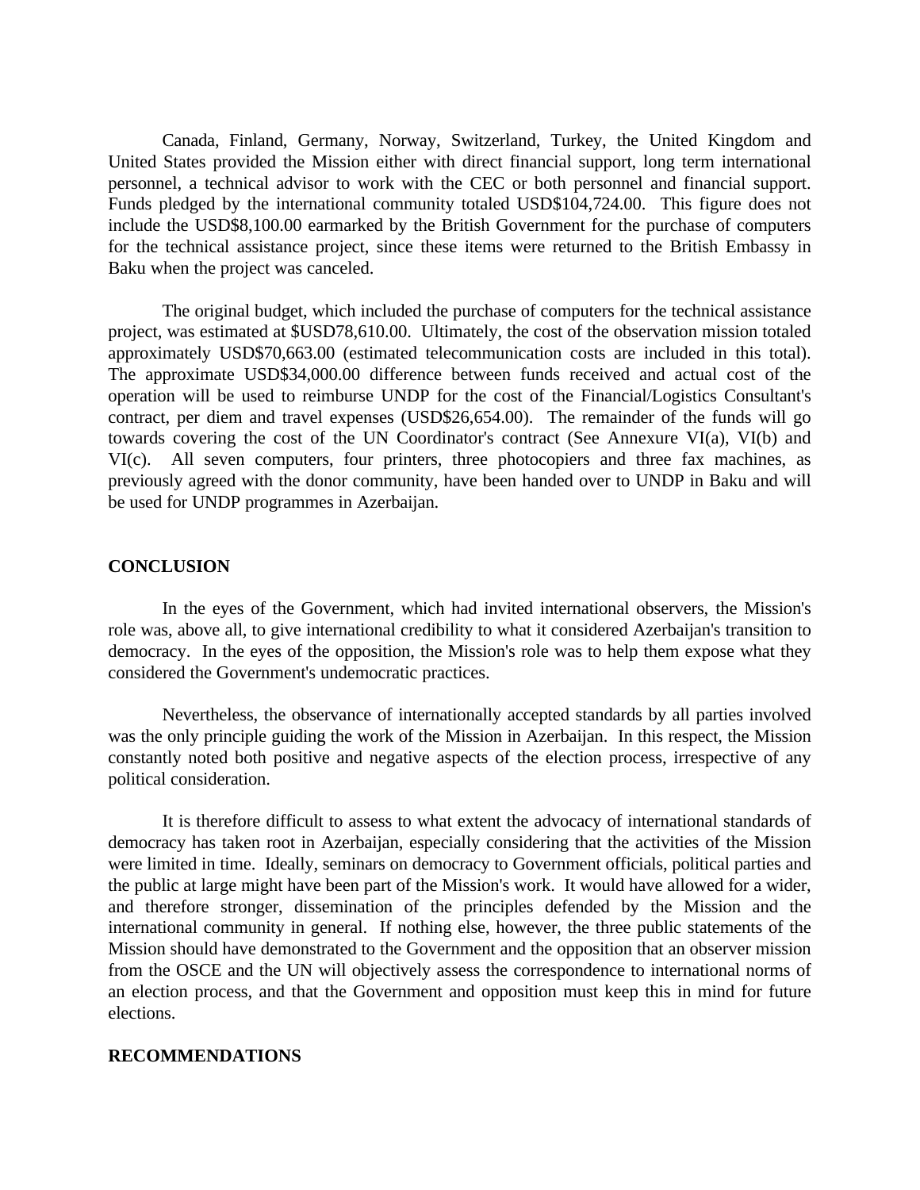Canada, Finland, Germany, Norway, Switzerland, Turkey, the United Kingdom and United States provided the Mission either with direct financial support, long term international personnel, a technical advisor to work with the CEC or both personnel and financial support. Funds pledged by the international community totaled USD$104,724.00. This figure does not include the USD$8,100.00 earmarked by the British Government for the purchase of computers for the technical assistance project, since these items were returned to the British Embassy in Baku when the project was canceled.

The original budget, which included the purchase of computers for the technical assistance project, was estimated at $USD78,610.00. Ultimately, the cost of the observation mission totaled approximately USD$70,663.00 (estimated telecommunication costs are included in this total). The approximate USD$34,000.00 difference between funds received and actual cost of the operation will be used to reimburse UNDP for the cost of the Financial/Logistics Consultant's contract, per diem and travel expenses (USD$26,654.00). The remainder of the funds will go towards covering the cost of the UN Coordinator's contract (See Annexure VI(a), VI(b) and VI(c). All seven computers, four printers, three photocopiers and three fax machines, as previously agreed with the donor community, have been handed over to UNDP in Baku and will be used for UNDP programmes in Azerbaijan.

## CONCLUSION

In the eyes of the Government, which had invited international observers, the Mission's role was, above all, to give international credibility to what it considered Azerbaijan's transition to democracy. In the eyes of the opposition, the Mission's role was to help them expose what they considered the Government's undemocratic practices.

Nevertheless, the observance of internationally accepted standards by all parties involved was the only principle guiding the work of the Mission in Azerbaijan. In this respect, the Mission constantly noted both positive and negative aspects of the election process, irrespective of any political consideration.

It is therefore difficult to assess to what extent the advocacy of international standards of democracy has taken root in Azerbaijan, especially considering that the activities of the Mission were limited in time. Ideally, seminars on democracy to Government officials, political parties and the public at large might have been part of the Mission's work. It would have allowed for a wider, and therefore stronger, dissemination of the principles defended by the Mission and the international community in general. If nothing else, however, the three public statements of the Mission should have demonstrated to the Government and the opposition that an observer mission from the OSCE and the UN will objectively assess the correspondence to international norms of an election process, and that the Government and opposition must keep this in mind for future elections.

## RECOMMENDATIONS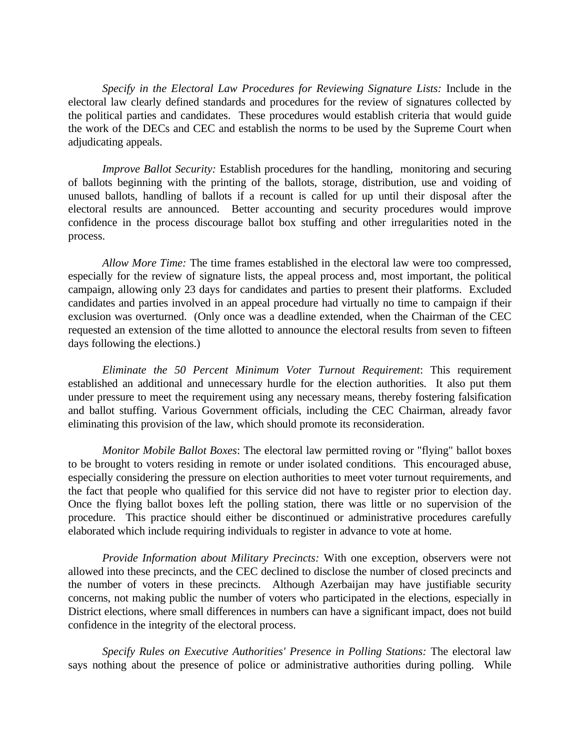*Specify in the Electoral Law Procedures for Reviewing Signature Lists:* Include in the electoral law clearly defined standards and procedures for the review of signatures collected by the political parties and candidates. These procedures would establish criteria that would guide the work of the DECs and CEC and establish the norms to be used by the Supreme Court when adjudicating appeals.

*Improve Ballot Security:* Establish procedures for the handling, monitoring and securing of ballots beginning with the printing of the ballots, storage, distribution, use and voiding of unused ballots, handling of ballots if a recount is called for up until their disposal after the electoral results are announced. Better accounting and security procedures would improve confidence in the process discourage ballot box stuffing and other irregularities noted in the process.

*Allow More Time:* The time frames established in the electoral law were too compressed, especially for the review of signature lists, the appeal process and, most important, the political campaign, allowing only 23 days for candidates and parties to present their platforms. Excluded candidates and parties involved in an appeal procedure had virtually no time to campaign if their exclusion was overturned. (Only once was a deadline extended, when the Chairman of the CEC requested an extension of the time allotted to announce the electoral results from seven to fifteen days following the elections.)

*Eliminate the 50 Percent Minimum Voter Turnout Requirement*: This requirement established an additional and unnecessary hurdle for the election authorities. It also put them under pressure to meet the requirement using any necessary means, thereby fostering falsification and ballot stuffing. Various Government officials, including the CEC Chairman, already favor eliminating this provision of the law, which should promote its reconsideration.

*Monitor Mobile Ballot Boxes*: The electoral law permitted roving or "flying" ballot boxes to be brought to voters residing in remote or under isolated conditions. This encouraged abuse, especially considering the pressure on election authorities to meet voter turnout requirements, and the fact that people who qualified for this service did not have to register prior to election day. Once the flying ballot boxes left the polling station, there was little or no supervision of the procedure. This practice should either be discontinued or administrative procedures carefully elaborated which include requiring individuals to register in advance to vote at home.

*Provide Information about Military Precincts:* With one exception, observers were not allowed into these precincts, and the CEC declined to disclose the number of closed precincts and the number of voters in these precincts. Although Azerbaijan may have justifiable security concerns, not making public the number of voters who participated in the elections, especially in District elections, where small differences in numbers can have a significant impact, does not build confidence in the integrity of the electoral process.

*Specify Rules on Executive Authorities' Presence in Polling Stations:* The electoral law says nothing about the presence of police or administrative authorities during polling. While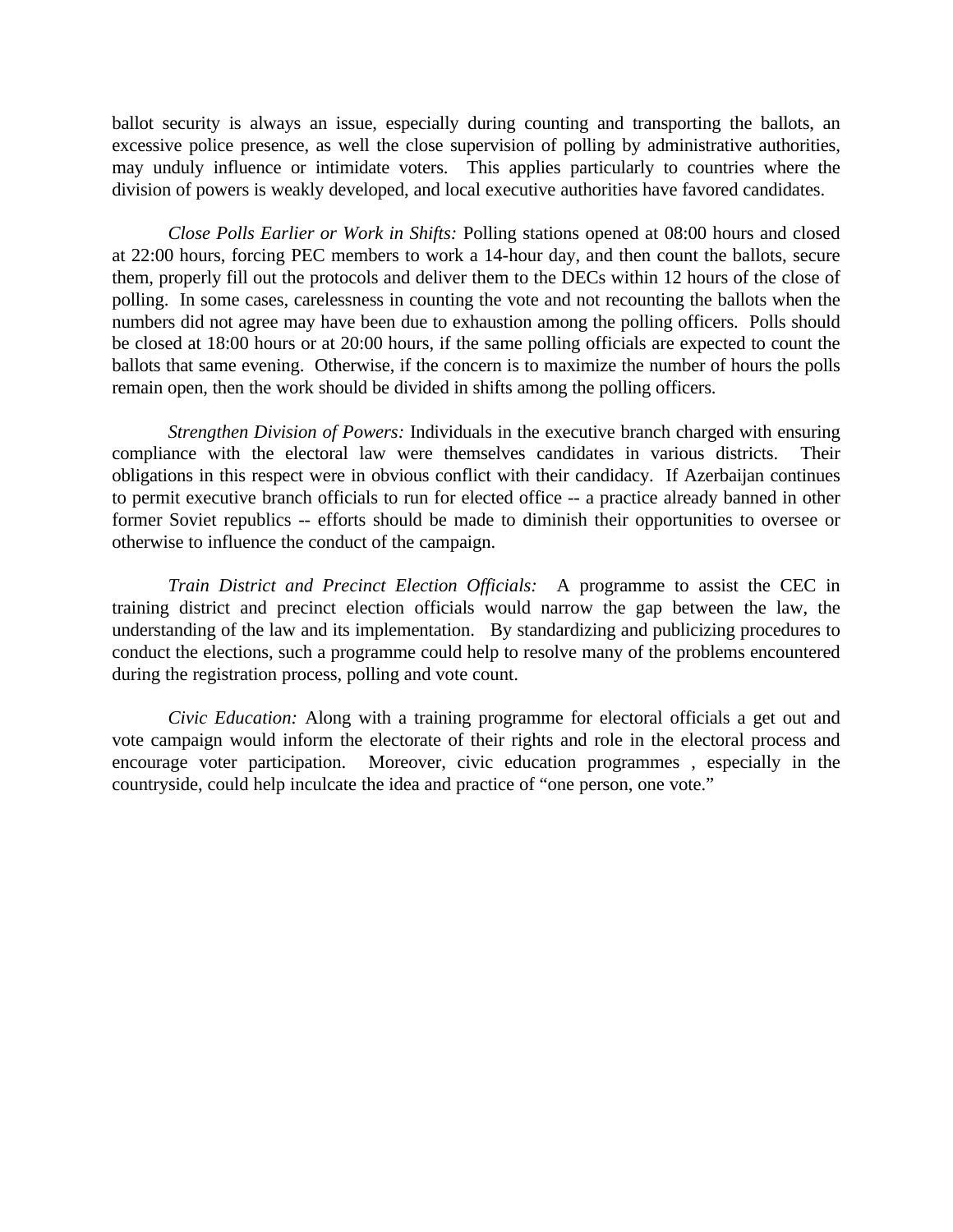ballot security is always an issue, especially during counting and transporting the ballots, an excessive police presence, as well the close supervision of polling by administrative authorities, may unduly influence or intimidate voters. This applies particularly to countries where the division of powers is weakly developed, and local executive authorities have favored candidates.

*Close Polls Earlier or Work in Shifts:* Polling stations opened at 08:00 hours and closed at 22:00 hours, forcing PEC members to work a 14-hour day, and then count the ballots, secure them, properly fill out the protocols and deliver them to the DECs within 12 hours of the close of polling. In some cases, carelessness in counting the vote and not recounting the ballots when the numbers did not agree may have been due to exhaustion among the polling officers. Polls should be closed at 18:00 hours or at 20:00 hours, if the same polling officials are expected to count the ballots that same evening. Otherwise, if the concern is to maximize the number of hours the polls remain open, then the work should be divided in shifts among the polling officers.

*Strengthen Division of Powers:* Individuals in the executive branch charged with ensuring compliance with the electoral law were themselves candidates in various districts. Their obligations in this respect were in obvious conflict with their candidacy. If Azerbaijan continues to permit executive branch officials to run for elected office -- a practice already banned in other former Soviet republics -- efforts should be made to diminish their opportunities to oversee or otherwise to influence the conduct of the campaign.

*Train District and Precinct Election Officials:* A programme to assist the CEC in training district and precinct election officials would narrow the gap between the law, the understanding of the law and its implementation. By standardizing and publicizing procedures to conduct the elections, such a programme could help to resolve many of the problems encountered during the registration process, polling and vote count.

*Civic Education:* Along with a training programme for electoral officials a get out and vote campaign would inform the electorate of their rights and role in the electoral process and encourage voter participation. Moreover, civic education programmes , especially in the countryside, could help inculcate the idea and practice of "one person, one vote."